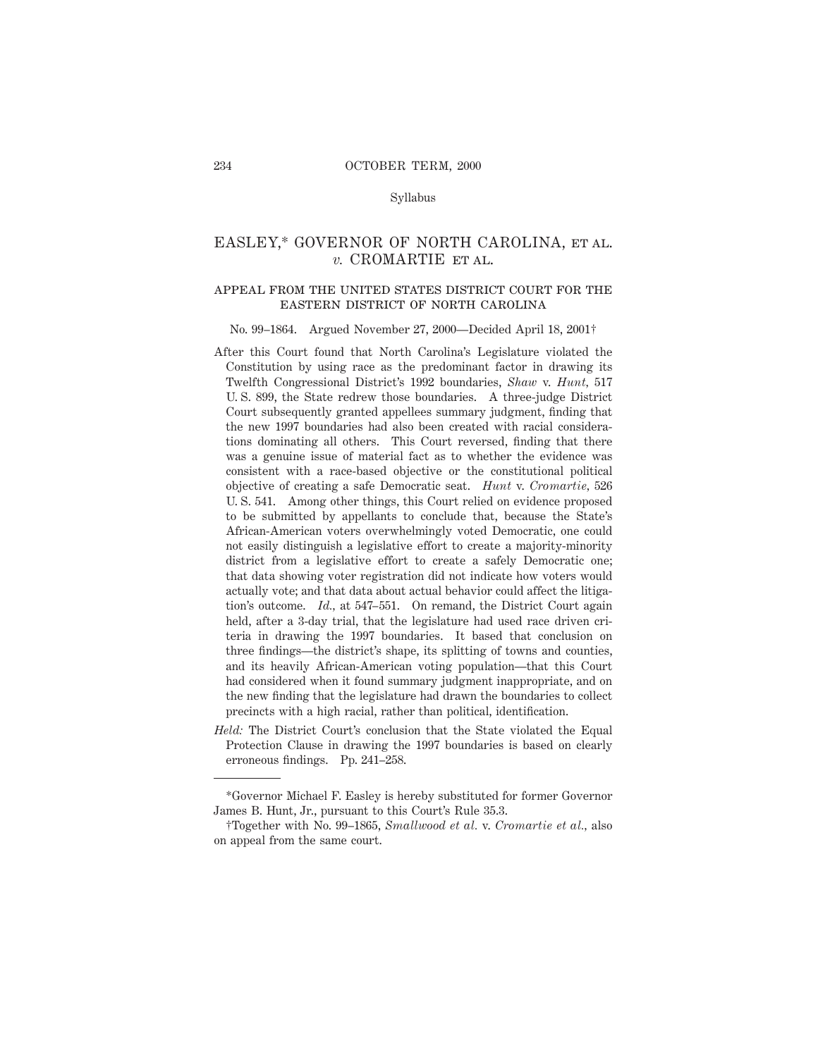Syllabus

# EASLEY,* GOVERNOR OF NORTH CAROLINA, ET AL. *v.* CROMARTIE ET AL.

## APPEAL FROM THE UNITED STATES DISTRICT COURT FOR THE EASTERN DISTRICT OF NORTH CAROLINA

No. 99–1864. Argued November 27, 2000—Decided April 18, 2001†

After this Court found that North Carolina's Legislature violated the Constitution by using race as the predominant factor in drawing its Twelfth Congressional District's 1992 boundaries, *Shaw* v. *Hunt,* 517 U. S. 899, the State redrew those boundaries. A three-judge District Court subsequently granted appellees summary judgment, finding that the new 1997 boundaries had also been created with racial considerations dominating all others. This Court reversed, finding that there was a genuine issue of material fact as to whether the evidence was consistent with a race-based objective or the constitutional political objective of creating a safe Democratic seat. *Hunt* v. *Cromartie,* 526 U. S. 541. Among other things, this Court relied on evidence proposed to be submitted by appellants to conclude that, because the State's African-American voters overwhelmingly voted Democratic, one could not easily distinguish a legislative effort to create a majority-minority district from a legislative effort to create a safely Democratic one; that data showing voter registration did not indicate how voters would actually vote; and that data about actual behavior could affect the litigation's outcome. *Id.,* at 547–551. On remand, the District Court again held, after a 3-day trial, that the legislature had used race driven criteria in drawing the 1997 boundaries. It based that conclusion on three findings—the district's shape, its splitting of towns and counties, and its heavily African-American voting population—that this Court had considered when it found summary judgment inappropriate, and on the new finding that the legislature had drawn the boundaries to collect precincts with a high racial, rather than political, identification.

*Held:* The District Court's conclusion that the State violated the Equal Protection Clause in drawing the 1997 boundaries is based on clearly erroneous findings. Pp. 241–258.

---

*Governor Michael F. Easley is hereby substituted for former Governor James B. Hunt, Jr., pursuant to this Court's Rule 35.3.

†Together with No. 99–1865, *Smallwood et al.* v. *Cromartie et al.,* also on appeal from the same court.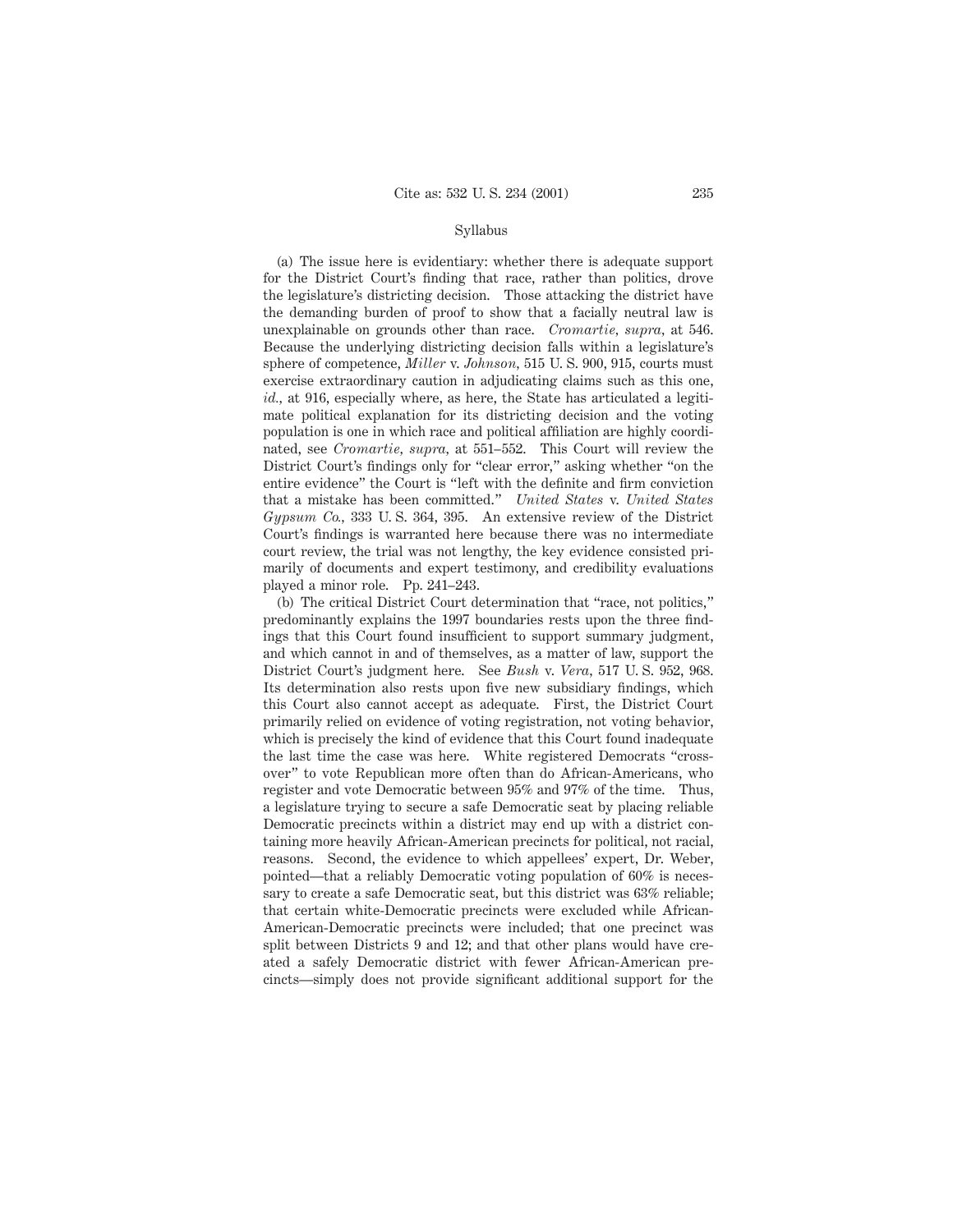Syllabus

(a) The issue here is evidentiary: whether there is adequate support for the District Court's finding that race, rather than politics, drove the legislature's districting decision. Those attacking the district have the demanding burden of proof to show that a facially neutral law is unexplainable on grounds other than race. *Cromartie, supra,* at 546. Because the underlying districting decision falls within a legislature's sphere of competence, *Miller* v. *Johnson,* 515 U. S. 900, 915, courts must exercise extraordinary caution in adjudicating claims such as this one, *id.,* at 916, especially where, as here, the State has articulated a legitimate political explanation for its districting decision and the voting population is one in which race and political affiliation are highly coordinated, see *Cromartie, supra,* at 551–552. This Court will review the District Court's findings only for "clear error," asking whether "on the entire evidence" the Court is "left with the definite and firm conviction that a mistake has been committed." *United States* v. *United States Gypsum Co.,* 333 U. S. 364, 395. An extensive review of the District Court's findings is warranted here because there was no intermediate court review, the trial was not lengthy, the key evidence consisted primarily of documents and expert testimony, and credibility evaluations played a minor role. Pp. 241–243.

(b) The critical District Court determination that "race, not politics," predominantly explains the 1997 boundaries rests upon the three findings that this Court found insufficient to support summary judgment, and which cannot in and of themselves, as a matter of law, support the District Court's judgment here. See *Bush* v. *Vera,* 517 U. S. 952, 968. Its determination also rests upon five new subsidiary findings, which this Court also cannot accept as adequate. First, the District Court primarily relied on evidence of voting registration, not voting behavior, which is precisely the kind of evidence that this Court found inadequate the last time the case was here. White registered Democrats "crossover" to vote Republican more often than do African-Americans, who register and vote Democratic between 95% and 97% of the time. Thus, a legislature trying to secure a safe Democratic seat by placing reliable Democratic precincts within a district may end up with a district containing more heavily African-American precincts for political, not racial, reasons. Second, the evidence to which appellees' expert, Dr. Weber, pointed—that a reliably Democratic voting population of 60% is necessary to create a safe Democratic seat, but this district was 63% reliable; that certain white-Democratic precincts were excluded while African-American-Democratic precincts were included; that one precinct was split between Districts 9 and 12; and that other plans would have created a safely Democratic district with fewer African-American precincts—simply does not provide significant additional support for the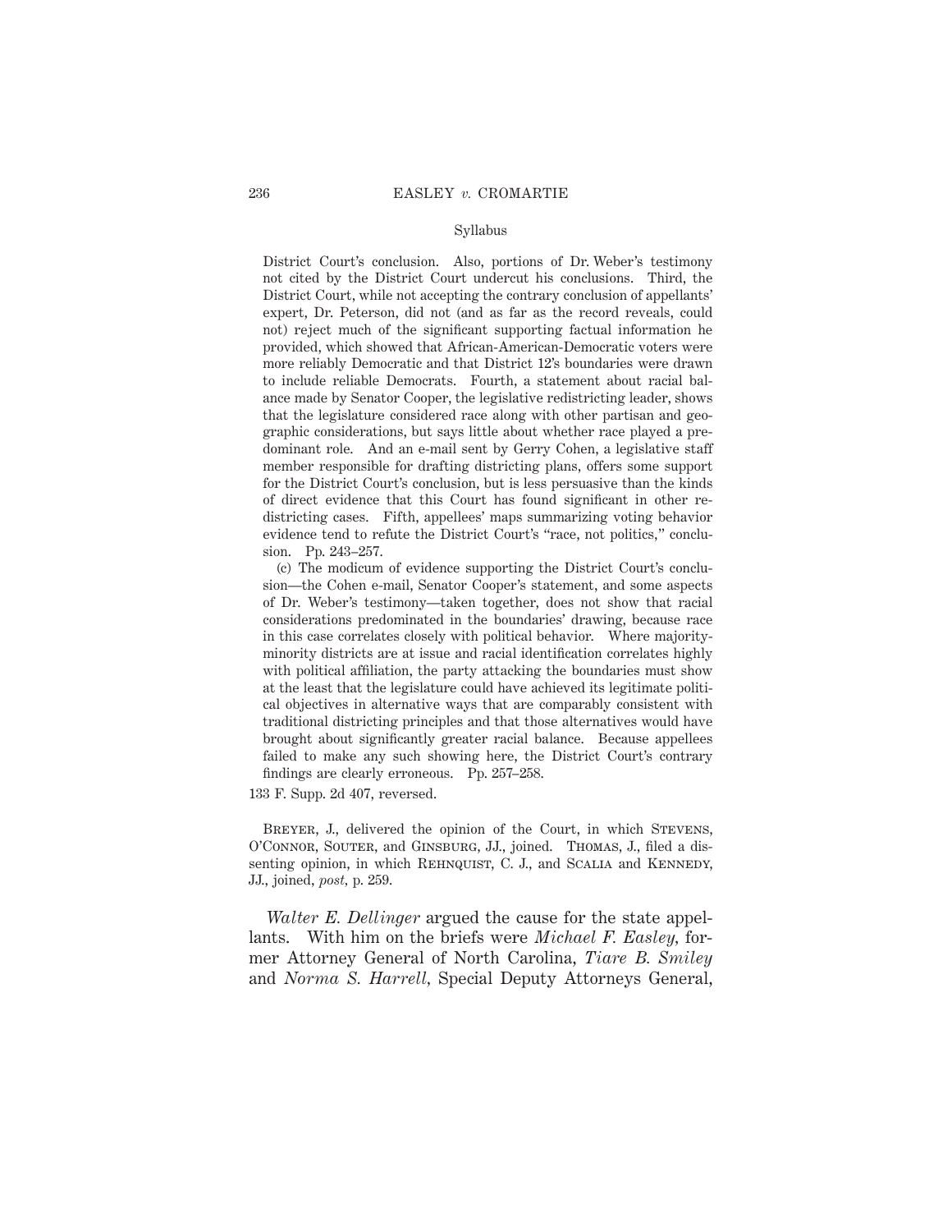District Court's conclusion. Also, portions of Dr. Weber's testimony not cited by the District Court undercut his conclusions. Third, the District Court, while not accepting the contrary conclusion of appellants' expert, Dr. Peterson, did not (and as far as the record reveals, could not) reject much of the significant supporting factual information he provided, which showed that African-American-Democratic voters were more reliably Democratic and that District 12's boundaries were drawn to include reliable Democrats. Fourth, a statement about racial balance made by Senator Cooper, the legislative redistricting leader, shows that the legislature considered race along with other partisan and geographic considerations, but says little about whether race played a predominant role. And an e-mail sent by Gerry Cohen, a legislative staff member responsible for drafting districting plans, offers some support for the District Court's conclusion, but is less persuasive than the kinds of direct evidence that this Court has found significant in other redistricting cases. Fifth, appellees' maps summarizing voting behavior evidence tend to refute the District Court's "race, not politics," conclusion. Pp. 243–257.

(c) The modicum of evidence supporting the District Court's conclusion—the Cohen e-mail, Senator Cooper's statement, and some aspects of Dr. Weber's testimony—taken together, does not show that racial considerations predominated in the boundaries' drawing, because race in this case correlates closely with political behavior. Where majority-minority districts are at issue and racial identification correlates highly with political affiliation, the party attacking the boundaries must show at the least that the legislature could have achieved its legitimate political objectives in alternative ways that are comparably consistent with traditional districting principles and that those alternatives would have brought about significantly greater racial balance. Because appellees failed to make any such showing here, the District Court's contrary findings are clearly erroneous. Pp. 257–258.

133 F. Supp. 2d 407, reversed.

BREYER, J., delivered the opinion of the Court, in which STEVENS, O'CONNOR, SOUTER, and GINSBURG, JJ., joined. THOMAS, J., filed a dissenting opinion, in which REHNQUIST, C. J., and SCALIA and KENNEDY, JJ., joined, *post*, p. 259.

*Walter E. Dellinger* argued the cause for the state appellants. With him on the briefs were *Michael F. Easley*, former Attorney General of North Carolina, *Tiare B. Smiley* and *Norma S. Harrell*, Special Deputy Attorneys General,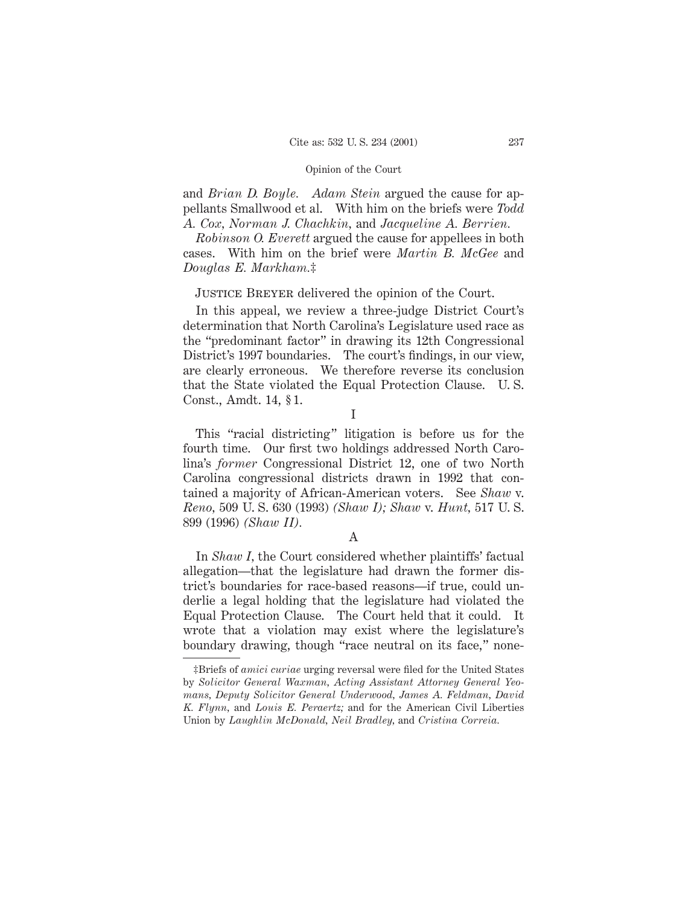and *Brian D. Boyle. Adam Stein* argued the cause for appellants Smallwood et al. With him on the briefs were *Todd A. Cox, Norman J. Chachkin,* and *Jacqueline A. Berrien.*

*Robinson O. Everett* argued the cause for appellees in both cases. With him on the brief were *Martin B. McGee* and *Douglas E. Markham.*‡

Justice Breyer delivered the opinion of the Court.

In this appeal, we review a three-judge District Court's determination that North Carolina's Legislature used race as the "predominant factor" in drawing its 12th Congressional District's 1997 boundaries. The court's findings, in our view, are clearly erroneous. We therefore reverse its conclusion that the State violated the Equal Protection Clause. U. S. Const., Amdt. 14, § 1.

I

This "racial districting" litigation is before us for the fourth time. Our first two holdings addressed North Carolina's *former* Congressional District 12, one of two North Carolina congressional districts drawn in 1992 that contained a majority of African-American voters. See *Shaw* v. *Reno,* 509 U. S. 630 (1993) *(Shaw I); Shaw* v. *Hunt,* 517 U. S. 899 (1996) *(Shaw II).*

A

In *Shaw I*, the Court considered whether plaintiffs' factual allegation—that the legislature had drawn the former district's boundaries for race-based reasons—if true, could underlie a legal holding that the legislature had violated the Equal Protection Clause. The Court held that it could. It wrote that a violation may exist where the legislature's boundary drawing, though "race neutral on its face," none-

‡Briefs of *amici curiae* urging reversal were filed for the United States by *Solicitor General Waxman, Acting Assistant Attorney General Yeomans, Deputy Solicitor General Underwood, James A. Feldman, David K. Flynn,* and *Louis E. Peraertz;* and for the American Civil Liberties Union by *Laughlin McDonald, Neil Bradley,* and *Cristina Correia.*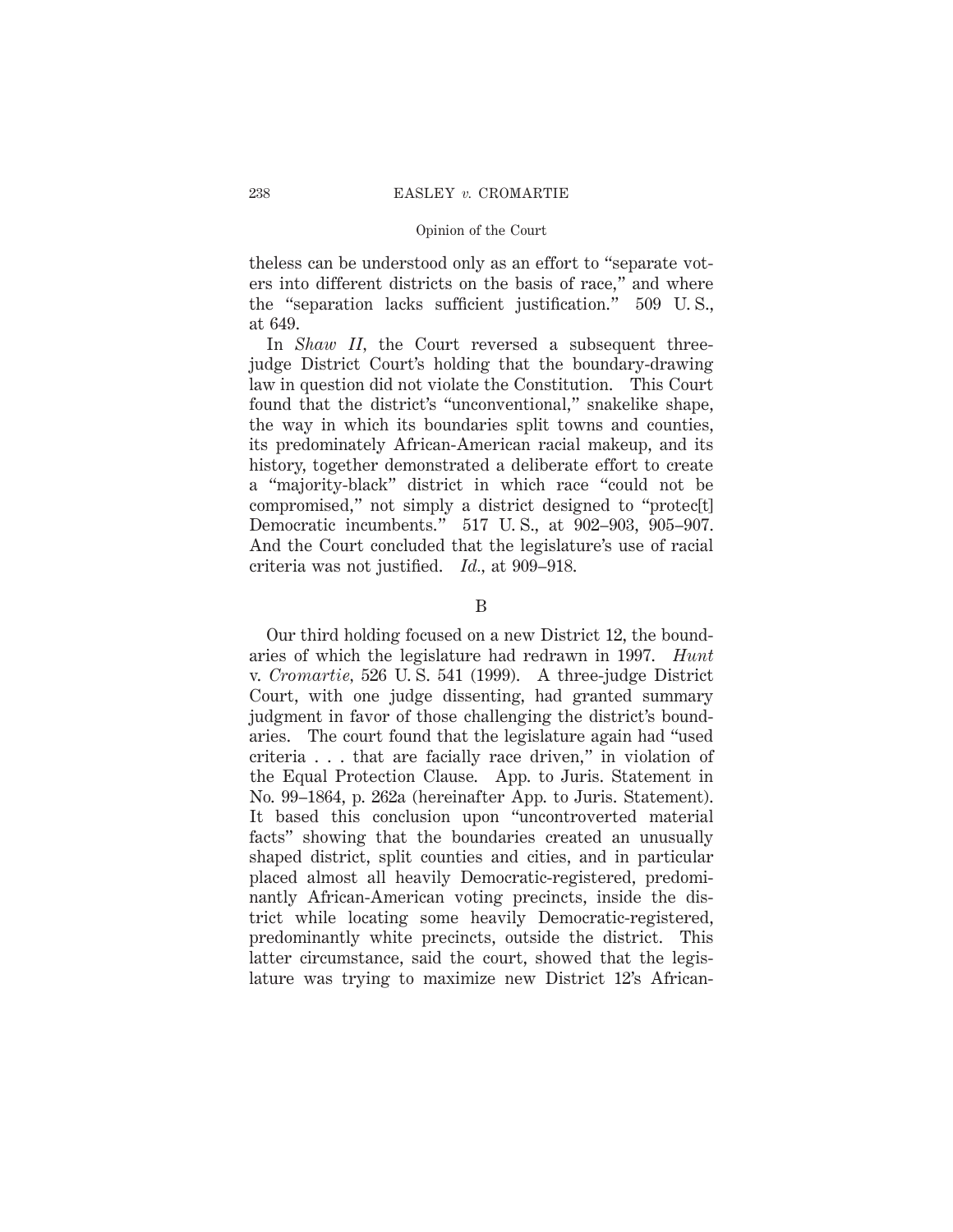theless can be understood only as an effort to "separate voters into different districts on the basis of race," and where the "separation lacks sufficient justification." 509 U. S., at 649.

In *Shaw II*, the Court reversed a subsequent three-judge District Court's holding that the boundary-drawing law in question did not violate the Constitution. This Court found that the district's "unconventional," snakelike shape, the way in which its boundaries split towns and counties, its predominately African-American racial makeup, and its history, together demonstrated a deliberate effort to create a "majority-black" district in which race "could not be compromised," not simply a district designed to "protec[t] Democratic incumbents." 517 U. S., at 902–903, 905–907. And the Court concluded that the legislature's use of racial criteria was not justified. *Id.*, at 909–918.

B

Our third holding focused on a new District 12, the boundaries of which the legislature had redrawn in 1997. *Hunt* v. *Cromartie*, 526 U. S. 541 (1999). A three-judge District Court, with one judge dissenting, had granted summary judgment in favor of those challenging the district's boundaries. The court found that the legislature again had "used criteria . . . that are facially race driven," in violation of the Equal Protection Clause. App. to Juris. Statement in No. 99–1864, p. 262a (hereinafter App. to Juris. Statement). It based this conclusion upon "uncontroverted material facts" showing that the boundaries created an unusually shaped district, split counties and cities, and in particular placed almost all heavily Democratic-registered, predominantly African-American voting precincts, inside the district while locating some heavily Democratic-registered, predominantly white precincts, outside the district. This latter circumstance, said the court, showed that the legislature was trying to maximize new District 12's African-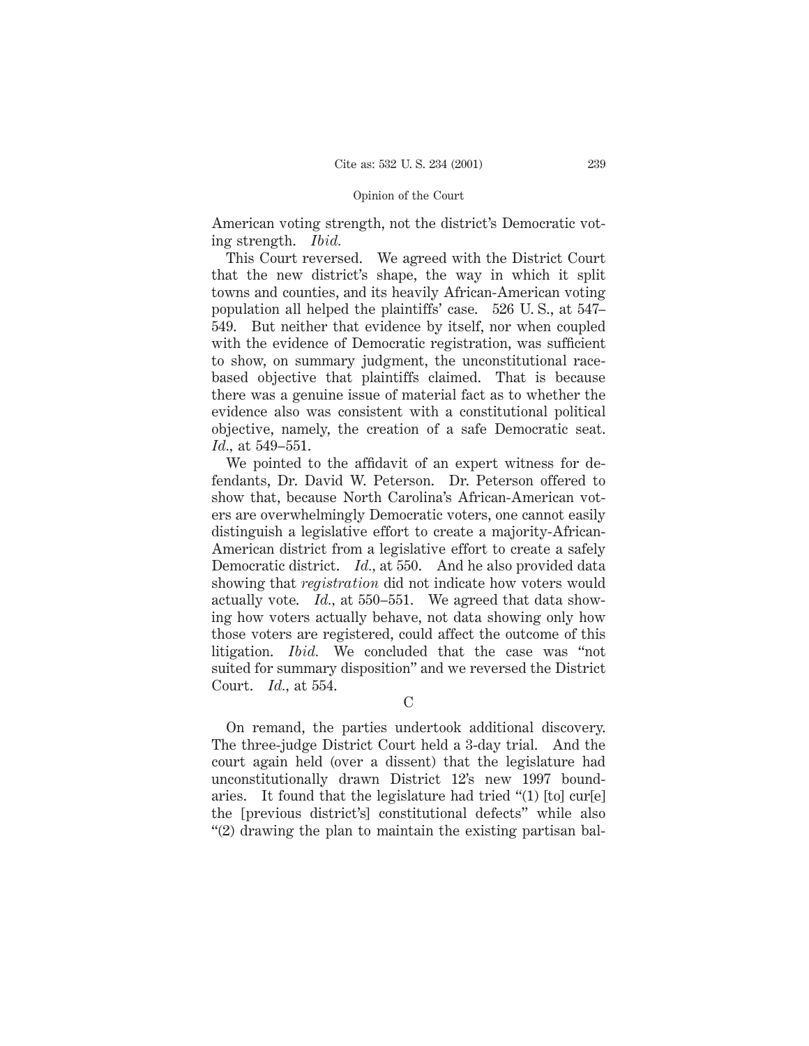American voting strength, not the district's Democratic voting strength. *Ibid.*

This Court reversed. We agreed with the District Court that the new district's shape, the way in which it split towns and counties, and its heavily African-American voting population all helped the plaintiffs' case. 526 U. S., at 547–549. But neither that evidence by itself, nor when coupled with the evidence of Democratic registration, was sufficient to show, on summary judgment, the unconstitutional race-based objective that plaintiffs claimed. That is because there was a genuine issue of material fact as to whether the evidence also was consistent with a constitutional political objective, namely, the creation of a safe Democratic seat. *Id.*, at 549–551.

We pointed to the affidavit of an expert witness for defendants, Dr. David W. Peterson. Dr. Peterson offered to show that, because North Carolina's African-American voters are overwhelmingly Democratic voters, one cannot easily distinguish a legislative effort to create a majority-African-American district from a legislative effort to create a safely Democratic district. *Id.*, at 550. And he also provided data showing that *registration* did not indicate how voters would actually vote. *Id.*, at 550–551. We agreed that data showing how voters actually behave, not data showing only how those voters are registered, could affect the outcome of this litigation. *Ibid.* We concluded that the case was "not suited for summary disposition" and we reversed the District Court. *Id.*, at 554.

C

On remand, the parties undertook additional discovery. The three-judge District Court held a 3-day trial. And the court again held (over a dissent) that the legislature had unconstitutionally drawn District 12's new 1997 boundaries. It found that the legislature had tried "(1) [to] cur[e] the [previous district's] constitutional defects" while also "(2) drawing the plan to maintain the existing partisan bal-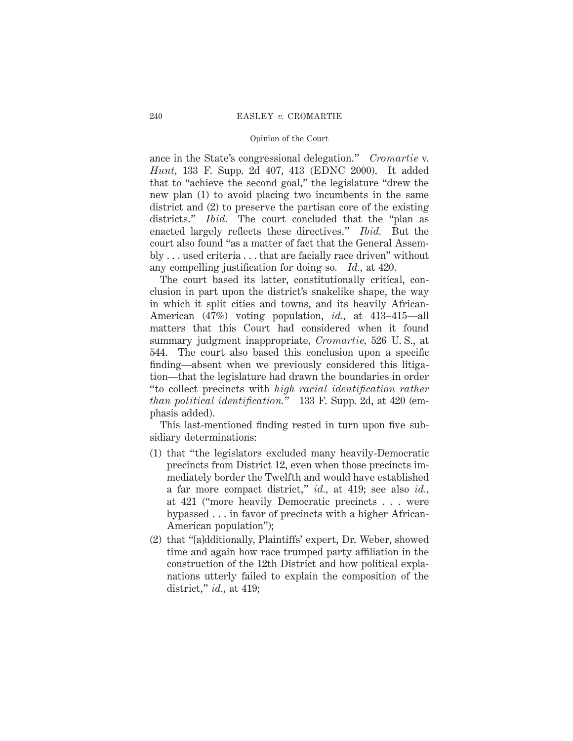ance in the State's congressional delegation." *Cromartie* v. *Hunt*, 133 F. Supp. 2d 407, 413 (EDNC 2000). It added that to "achieve the second goal," the legislature "drew the new plan (1) to avoid placing two incumbents in the same district and (2) to preserve the partisan core of the existing districts." *Ibid.* The court concluded that the "plan as enacted largely reflects these directives." *Ibid.* But the court also found "as a matter of fact that the General Assembly . . . used criteria . . . that are facially race driven" without any compelling justification for doing so. *Id.*, at 420.

The court based its latter, constitutionally critical, conclusion in part upon the district's snakelike shape, the way in which it split cities and towns, and its heavily African-American (47%) voting population, *id.*, at 413–415—all matters that this Court had considered when it found summary judgment inappropriate, *Cromartie*, 526 U. S., at 544. The court also based this conclusion upon a specific finding—absent when we previously considered this litigation—that the legislature had drawn the boundaries in order "to collect precincts with *high racial identification rather than political identification.*" 133 F. Supp. 2d, at 420 (emphasis added).

This last-mentioned finding rested in turn upon five subsidiary determinations:

(1) that "the legislators excluded many heavily-Democratic precincts from District 12, even when those precincts immediately border the Twelfth and would have established a far more compact district," *id.*, at 419; see also *id.*, at 421 ("more heavily Democratic precincts . . . were bypassed . . . in favor of precincts with a higher African-American population");

(2) that "[a]dditionally, Plaintiffs' expert, Dr. Weber, showed time and again how race trumped party affiliation in the construction of the 12th District and how political explanations utterly failed to explain the composition of the district," *id.*, at 419;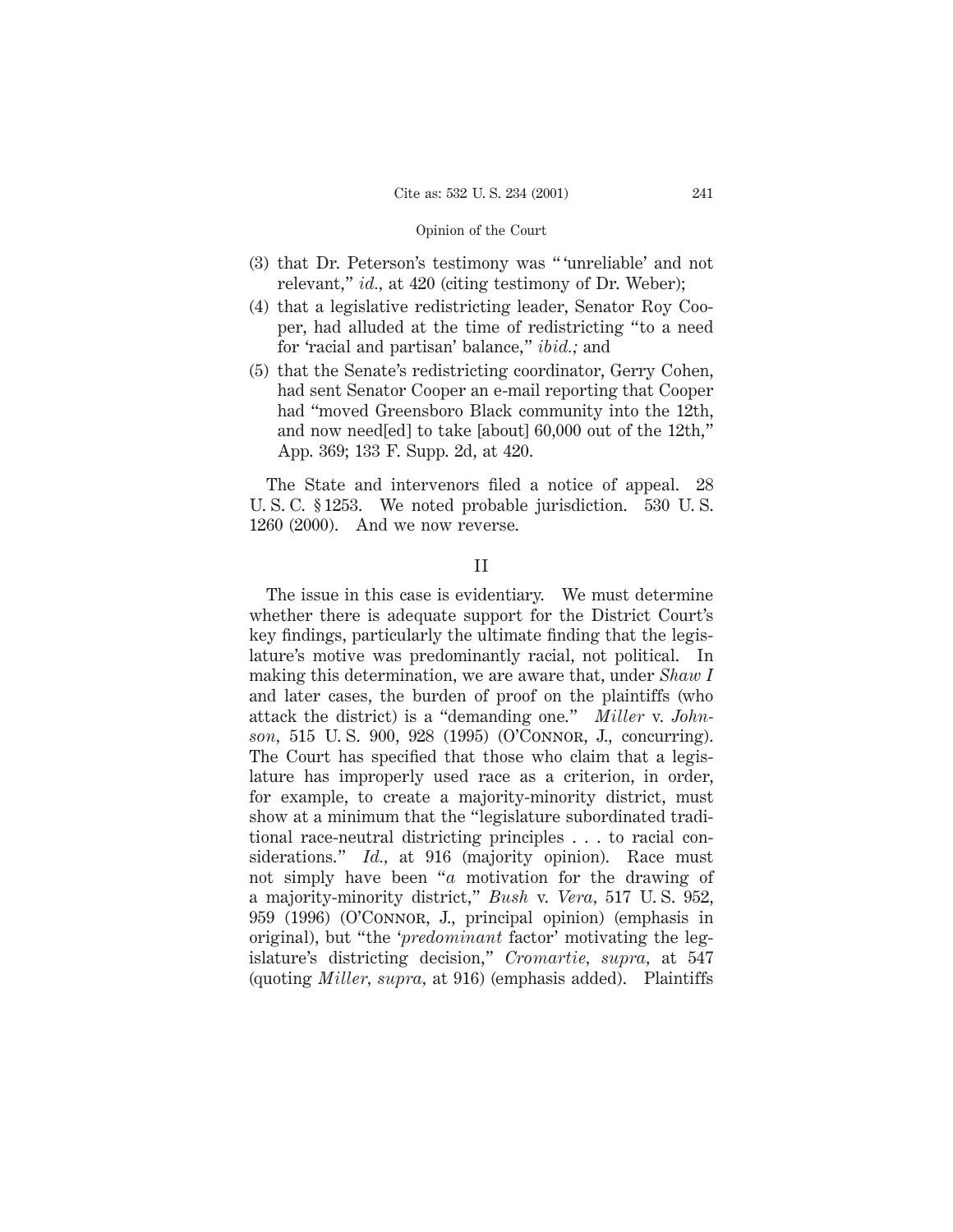(3) that Dr. Peterson's testimony was "'unreliable' and not relevant," *id.,* at 420 (citing testimony of Dr. Weber);

(4) that a legislative redistricting leader, Senator Roy Cooper, had alluded at the time of redistricting "to a need for 'racial and partisan' balance," *ibid.;* and

(5) that the Senate's redistricting coordinator, Gerry Cohen, had sent Senator Cooper an e-mail reporting that Cooper had "moved Greensboro Black community into the 12th, and now need[ed] to take [about] 60,000 out of the 12th," App. 369; 133 F. Supp. 2d, at 420.

The State and intervenors filed a notice of appeal. 28 U. S. C. § 1253. We noted probable jurisdiction. 530 U. S. 1260 (2000). And we now reverse.

## II

The issue in this case is evidentiary. We must determine whether there is adequate support for the District Court's key findings, particularly the ultimate finding that the legislature's motive was predominantly racial, not political. In making this determination, we are aware that, under *Shaw I* and later cases, the burden of proof on the plaintiffs (who attack the district) is a "demanding one." *Miller* v. *Johnson,* 515 U. S. 900, 928 (1995) (O'Connor, J., concurring). The Court has specified that those who claim that a legislature has improperly used race as a criterion, in order, for example, to create a majority-minority district, must show at a minimum that the "legislature subordinated traditional race-neutral districting principles . . . to racial considerations." *Id.,* at 916 (majority opinion). Race must not simply have been "*a* motivation for the drawing of a majority-minority district," *Bush* v. *Vera,* 517 U. S. 952, 959 (1996) (O'Connor, J., principal opinion) (emphasis in original), but "the '*predominant* factor' motivating the legislature's districting decision," *Cromartie, supra,* at 547 (quoting *Miller, supra,* at 916) (emphasis added). Plaintiffs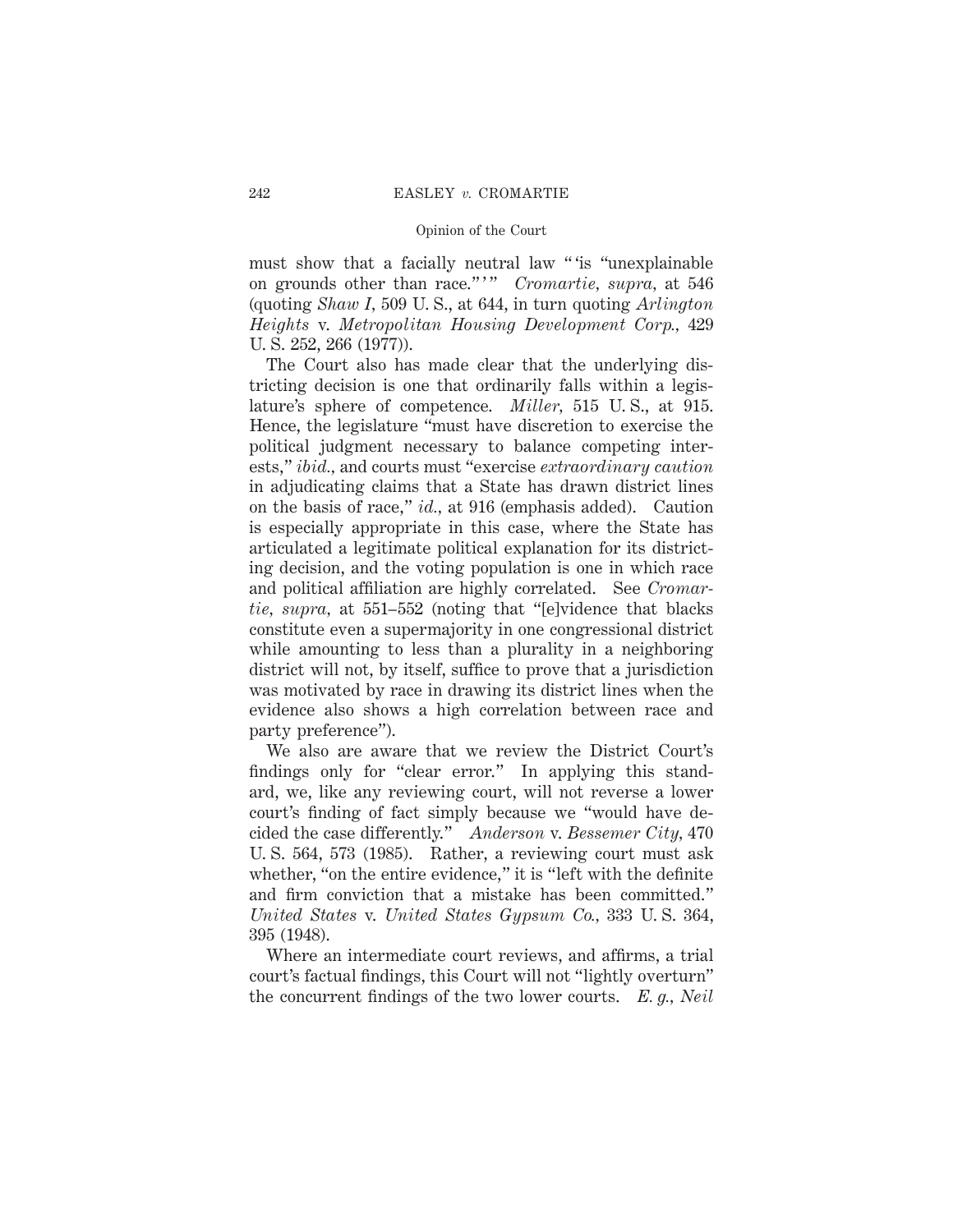must show that a facially neutral law " 'is "unexplainable on grounds other than race." ' " *Cromartie, supra,* at 546 (quoting *Shaw I,* 509 U. S., at 644, in turn quoting *Arlington Heights* v. *Metropolitan Housing Development Corp.,* 429 U. S. 252, 266 (1977)).

The Court also has made clear that the underlying districting decision is one that ordinarily falls within a legislature's sphere of competence. *Miller,* 515 U. S., at 915. Hence, the legislature "must have discretion to exercise the political judgment necessary to balance competing interests," *ibid.,* and courts must "exercise *extraordinary caution* in adjudicating claims that a State has drawn district lines on the basis of race," *id.,* at 916 (emphasis added). Caution is especially appropriate in this case, where the State has articulated a legitimate political explanation for its districting decision, and the voting population is one in which race and political affiliation are highly correlated. See *Cromartie, supra,* at 551–552 (noting that "[e]vidence that blacks constitute even a supermajority in one congressional district while amounting to less than a plurality in a neighboring district will not, by itself, suffice to prove that a jurisdiction was motivated by race in drawing its district lines when the evidence also shows a high correlation between race and party preference").

We also are aware that we review the District Court's findings only for "clear error." In applying this standard, we, like any reviewing court, will not reverse a lower court's finding of fact simply because we "would have decided the case differently." *Anderson* v. *Bessemer City,* 470 U. S. 564, 573 (1985). Rather, a reviewing court must ask whether, "on the entire evidence," it is "left with the definite and firm conviction that a mistake has been committed." *United States* v. *United States Gypsum Co.,* 333 U. S. 364, 395 (1948).

Where an intermediate court reviews, and affirms, a trial court's factual findings, this Court will not "lightly overturn" the concurrent findings of the two lower courts. *E. g., Neil*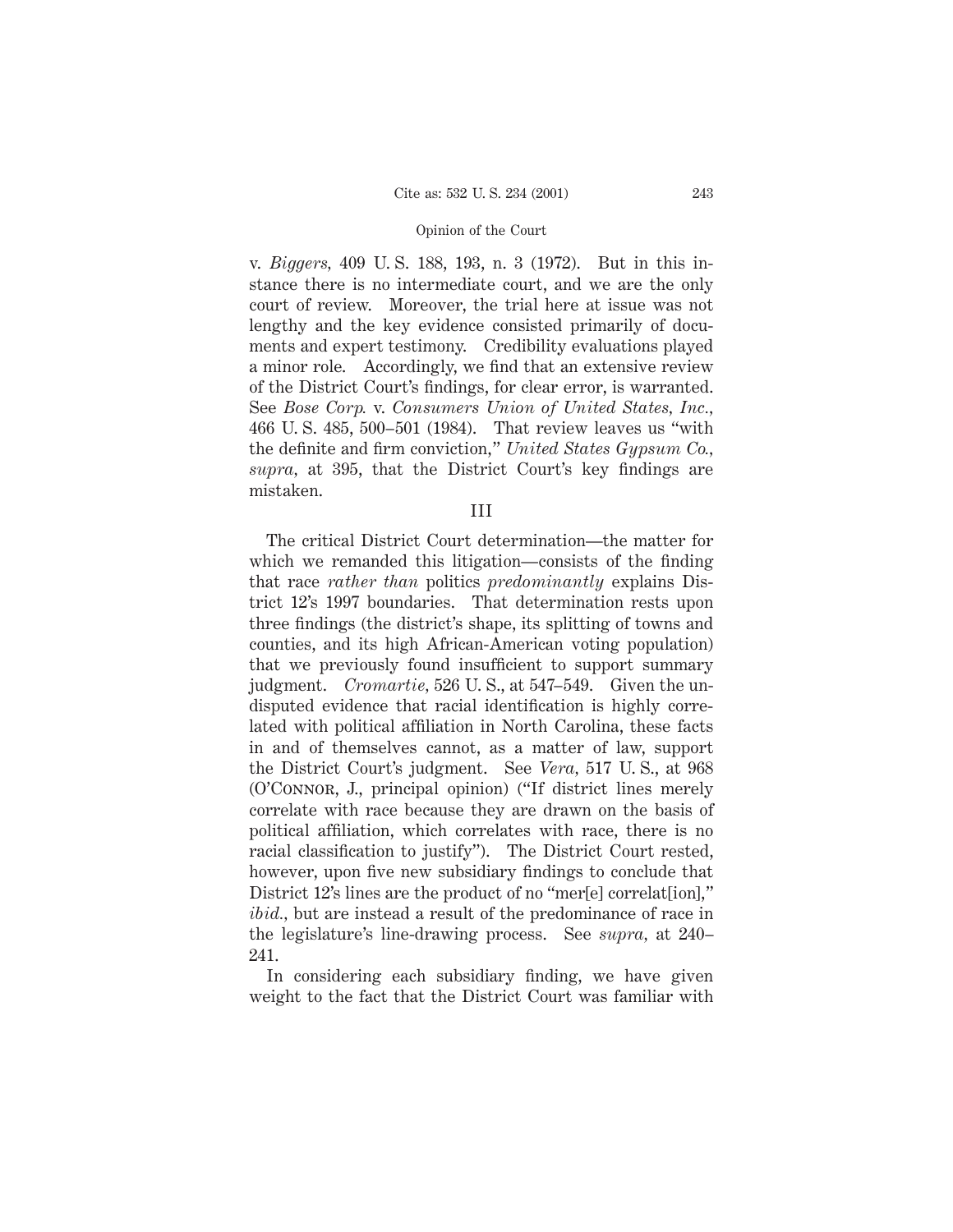v. *Biggers*, 409 U. S. 188, 193, n. 3 (1972). But in this instance there is no intermediate court, and we are the only court of review. Moreover, the trial here at issue was not lengthy and the key evidence consisted primarily of documents and expert testimony. Credibility evaluations played a minor role. Accordingly, we find that an extensive review of the District Court's findings, for clear error, is warranted. See *Bose Corp.* v. *Consumers Union of United States, Inc.*, 466 U. S. 485, 500–501 (1984). That review leaves us "with the definite and firm conviction," *United States Gypsum Co.*, *supra*, at 395, that the District Court's key findings are mistaken.

## III

The critical District Court determination—the matter for which we remanded this litigation—consists of the finding that race *rather than* politics *predominantly* explains District 12's 1997 boundaries. That determination rests upon three findings (the district's shape, its splitting of towns and counties, and its high African-American voting population) that we previously found insufficient to support summary judgment. *Cromartie*, 526 U. S., at 547–549. Given the undisputed evidence that racial identification is highly correlated with political affiliation in North Carolina, these facts in and of themselves cannot, as a matter of law, support the District Court's judgment. See *Vera*, 517 U. S., at 968 (O'Connor, J., principal opinion) ("If district lines merely correlate with race because they are drawn on the basis of political affiliation, which correlates with race, there is no racial classification to justify"). The District Court rested, however, upon five new subsidiary findings to conclude that District 12's lines are the product of no "mer[e] correlat[ion]," *ibid.*, but are instead a result of the predominance of race in the legislature's line-drawing process. See *supra*, at 240–241.

In considering each subsidiary finding, we have given weight to the fact that the District Court was familiar with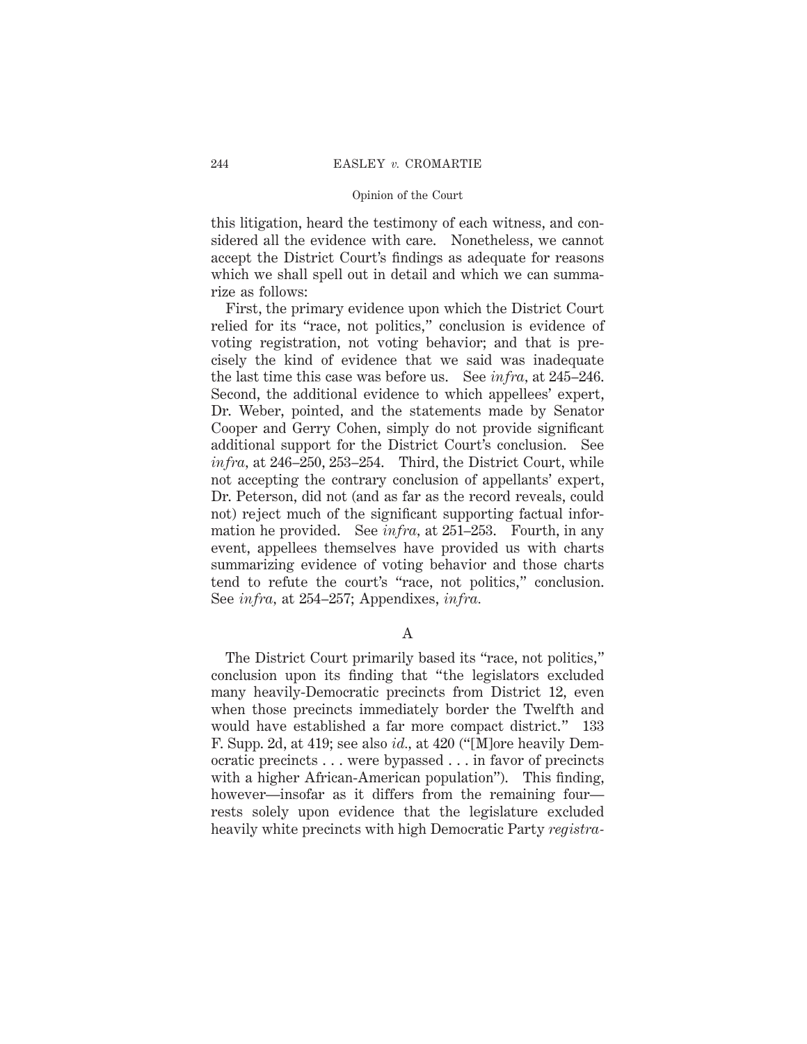this litigation, heard the testimony of each witness, and considered all the evidence with care. Nonetheless, we cannot accept the District Court's findings as adequate for reasons which we shall spell out in detail and which we can summarize as follows:

First, the primary evidence upon which the District Court relied for its "race, not politics," conclusion is evidence of voting registration, not voting behavior; and that is precisely the kind of evidence that we said was inadequate the last time this case was before us. See *infra,* at 245–246. Second, the additional evidence to which appellees' expert, Dr. Weber, pointed, and the statements made by Senator Cooper and Gerry Cohen, simply do not provide significant additional support for the District Court's conclusion. See *infra,* at 246–250, 253–254. Third, the District Court, while not accepting the contrary conclusion of appellants' expert, Dr. Peterson, did not (and as far as the record reveals, could not) reject much of the significant supporting factual information he provided. See *infra,* at 251–253. Fourth, in any event, appellees themselves have provided us with charts summarizing evidence of voting behavior and those charts tend to refute the court's "race, not politics," conclusion. See *infra,* at 254–257; Appendixes, *infra.*

### A

The District Court primarily based its "race, not politics," conclusion upon its finding that "the legislators excluded many heavily-Democratic precincts from District 12, even when those precincts immediately border the Twelfth and would have established a far more compact district." 133 F. Supp. 2d, at 419; see also *id.,* at 420 ("[M]ore heavily Democratic precincts . . . were bypassed . . . in favor of precincts with a higher African-American population"). This finding, however—insofar as it differs from the remaining four—rests solely upon evidence that the legislature excluded heavily white precincts with high Democratic Party *registra-*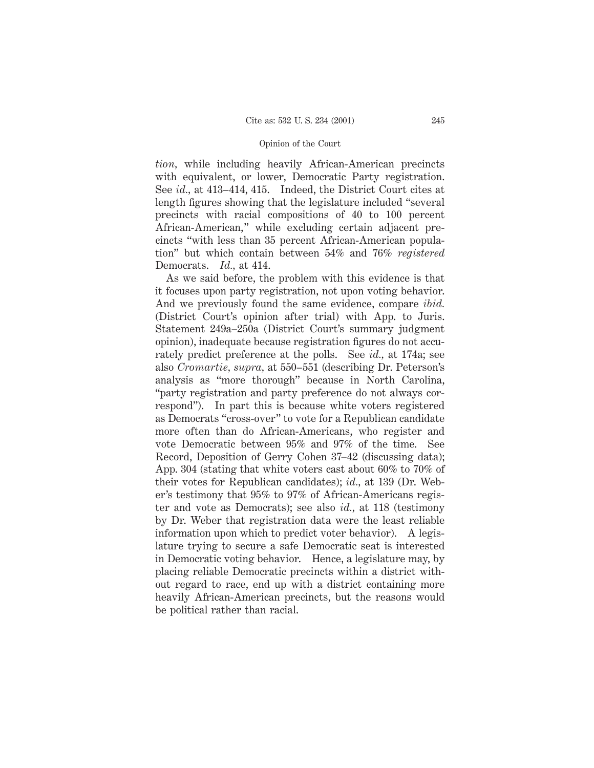*tion,* while including heavily African-American precincts with equivalent, or lower, Democratic Party registration. See *id.*, at 413–414, 415. Indeed, the District Court cites at length figures showing that the legislature included "several precincts with racial compositions of 40 to 100 percent African-American," while excluding certain adjacent precincts "with less than 35 percent African-American population" but which contain between 54% and 76% *registered* Democrats. *Id.*, at 414.

As we said before, the problem with this evidence is that it focuses upon party registration, not upon voting behavior. And we previously found the same evidence, compare *ibid.* (District Court's opinion after trial) with App. to Juris. Statement 249a–250a (District Court's summary judgment opinion), inadequate because registration figures do not accurately predict preference at the polls. See *id.*, at 174a; see also *Cromartie*, *supra*, at 550–551 (describing Dr. Peterson's analysis as "more thorough" because in North Carolina, "party registration and party preference do not always correspond"). In part this is because white voters registered as Democrats "cross-over" to vote for a Republican candidate more often than do African-Americans, who register and vote Democratic between 95% and 97% of the time. See Record, Deposition of Gerry Cohen 37–42 (discussing data); App. 304 (stating that white voters cast about 60% to 70% of their votes for Republican candidates); *id.*, at 139 (Dr. Weber's testimony that 95% to 97% of African-Americans register and vote as Democrats); see also *id.*, at 118 (testimony by Dr. Weber that registration data were the least reliable information upon which to predict voter behavior). A legislature trying to secure a safe Democratic seat is interested in Democratic voting behavior. Hence, a legislature may, by placing reliable Democratic precincts within a district without regard to race, end up with a district containing more heavily African-American precincts, but the reasons would be political rather than racial.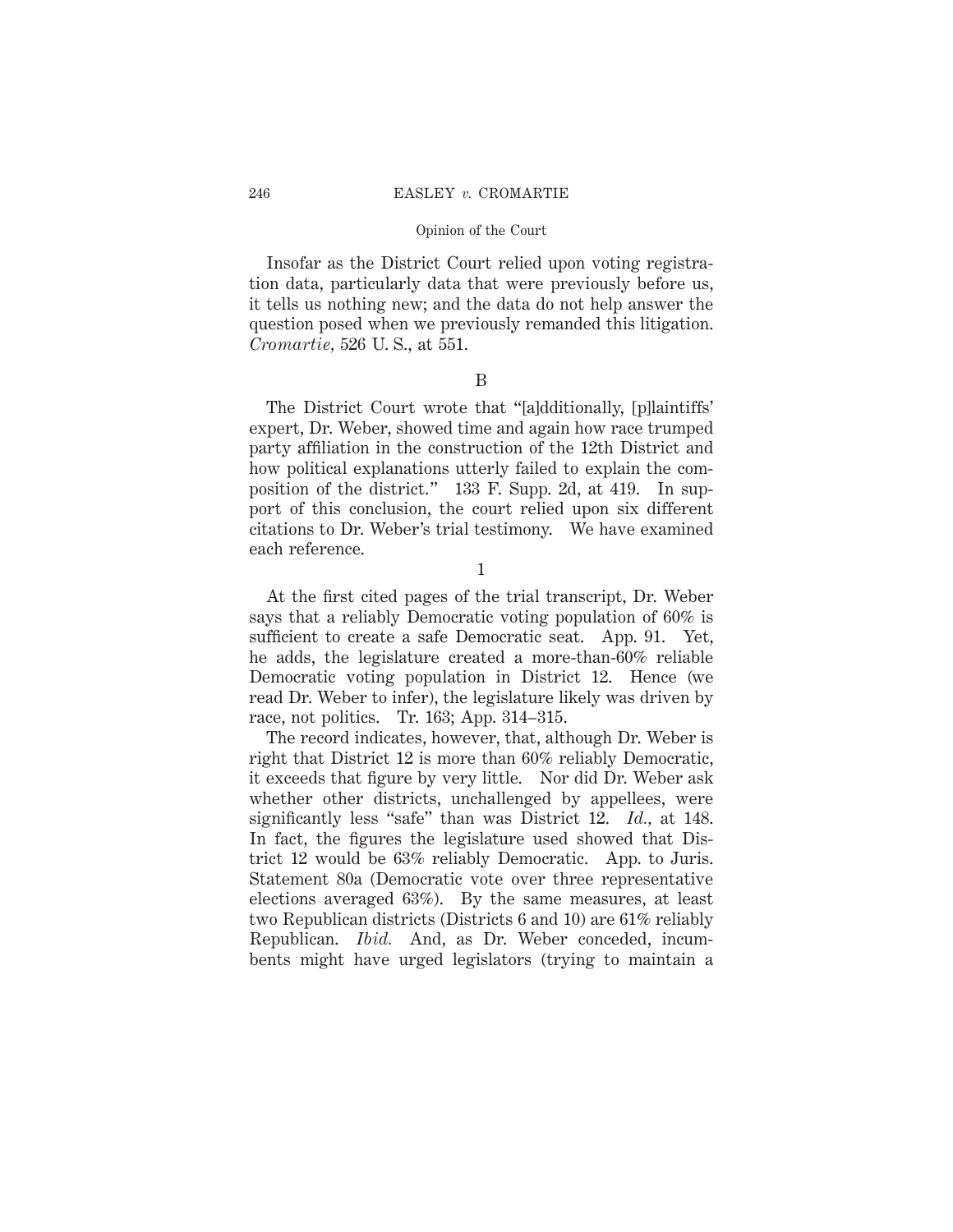Insofar as the District Court relied upon voting registration data, particularly data that were previously before us, it tells us nothing new; and the data do not help answer the question posed when we previously remanded this litigation. *Cromartie,* 526 U. S., at 551.

B

The District Court wrote that "[a]dditionally, [p]laintiffs' expert, Dr. Weber, showed time and again how race trumped party affiliation in the construction of the 12th District and how political explanations utterly failed to explain the composition of the district." 133 F. Supp. 2d, at 419. In support of this conclusion, the court relied upon six different citations to Dr. Weber's trial testimony. We have examined each reference.

1

At the first cited pages of the trial transcript, Dr. Weber says that a reliably Democratic voting population of 60% is sufficient to create a safe Democratic seat. App. 91. Yet, he adds, the legislature created a more-than-60% reliable Democratic voting population in District 12. Hence (we read Dr. Weber to infer), the legislature likely was driven by race, not politics. Tr. 163; App. 314–315.

The record indicates, however, that, although Dr. Weber is right that District 12 is more than 60% reliably Democratic, it exceeds that figure by very little. Nor did Dr. Weber ask whether other districts, unchallenged by appellees, were significantly less "safe" than was District 12. *Id.,* at 148. In fact, the figures the legislature used showed that District 12 would be 63% reliably Democratic. App. to Juris. Statement 80a (Democratic vote over three representative elections averaged 63%). By the same measures, at least two Republican districts (Districts 6 and 10) are 61% reliably Republican. *Ibid.* And, as Dr. Weber conceded, incumbents might have urged legislators (trying to maintain a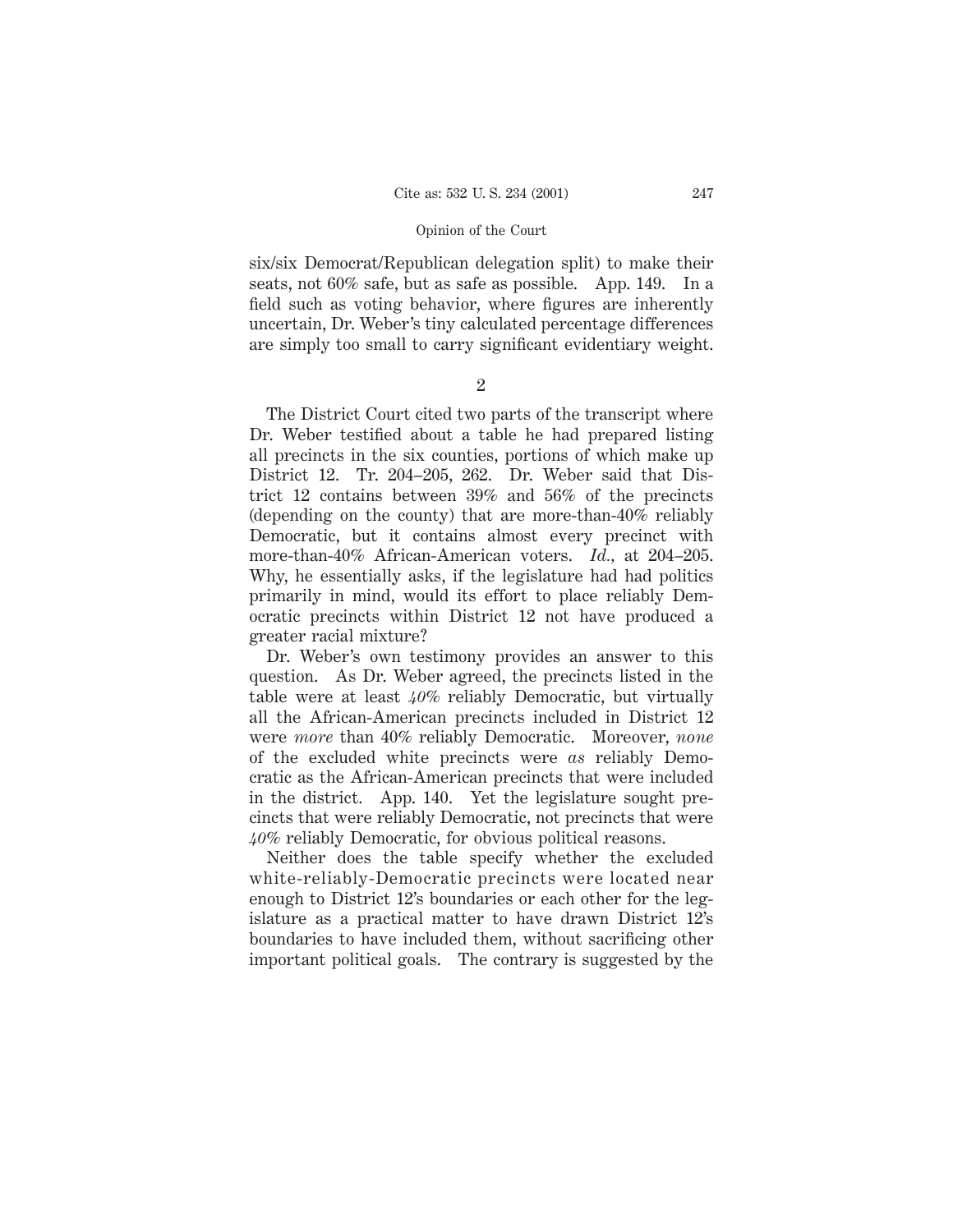six/six Democrat/Republican delegation split) to make their seats, not 60% safe, but as safe as possible. App. 149. In a field such as voting behavior, where figures are inherently uncertain, Dr. Weber's tiny calculated percentage differences are simply too small to carry significant evidentiary weight.

2

The District Court cited two parts of the transcript where Dr. Weber testified about a table he had prepared listing all precincts in the six counties, portions of which make up District 12. Tr. 204–205, 262. Dr. Weber said that District 12 contains between 39% and 56% of the precincts (depending on the county) that are more-than-40% reliably Democratic, but it contains almost every precinct with more-than-40% African-American voters. *Id.*, at 204–205. Why, he essentially asks, if the legislature had had politics primarily in mind, would its effort to place reliably Democratic precincts within District 12 not have produced a greater racial mixture?

Dr. Weber's own testimony provides an answer to this question. As Dr. Weber agreed, the precincts listed in the table were at least *40%* reliably Democratic, but virtually all the African-American precincts included in District 12 were *more* than 40% reliably Democratic. Moreover, *none* of the excluded white precincts were *as* reliably Democratic as the African-American precincts that were included in the district. App. 140. Yet the legislature sought precincts that were reliably Democratic, not precincts that were *40%* reliably Democratic, for obvious political reasons.

Neither does the table specify whether the excluded white-reliably-Democratic precincts were located near enough to District 12's boundaries or each other for the legislature as a practical matter to have drawn District 12's boundaries to have included them, without sacrificing other important political goals. The contrary is suggested by the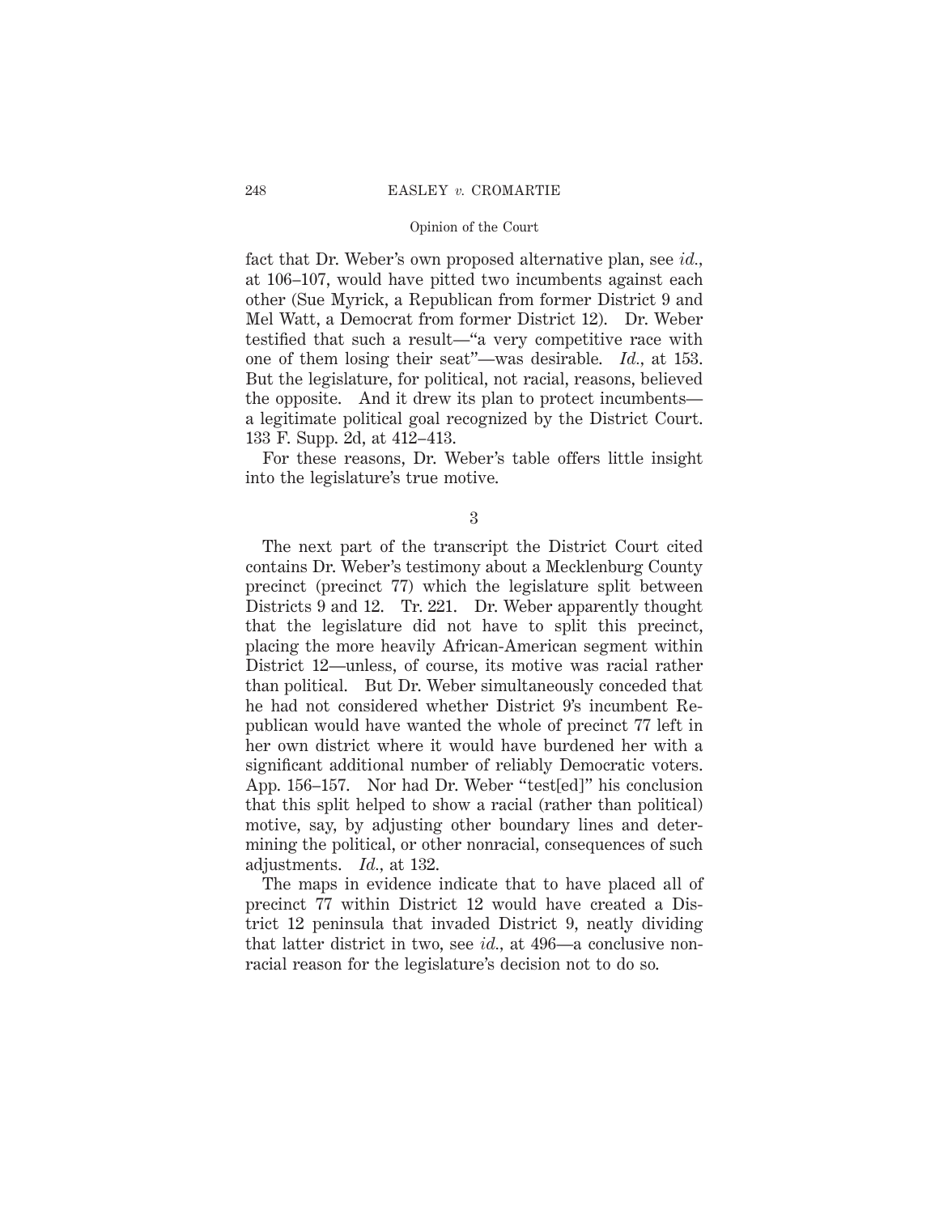fact that Dr. Weber's own proposed alternative plan, see *id.*, at 106–107, would have pitted two incumbents against each other (Sue Myrick, a Republican from former District 9 and Mel Watt, a Democrat from former District 12). Dr. Weber testified that such a result—"a very competitive race with one of them losing their seat"—was desirable. *Id.*, at 153. But the legislature, for political, not racial, reasons, believed the opposite. And it drew its plan to protect incumbents—a legitimate political goal recognized by the District Court. 133 F. Supp. 2d, at 412–413.

For these reasons, Dr. Weber's table offers little insight into the legislature's true motive.

3

The next part of the transcript the District Court cited contains Dr. Weber's testimony about a Mecklenburg County precinct (precinct 77) which the legislature split between Districts 9 and 12. Tr. 221. Dr. Weber apparently thought that the legislature did not have to split this precinct, placing the more heavily African-American segment within District 12—unless, of course, its motive was racial rather than political. But Dr. Weber simultaneously conceded that he had not considered whether District 9's incumbent Republican would have wanted the whole of precinct 77 left in her own district where it would have burdened her with a significant additional number of reliably Democratic voters. App. 156–157. Nor had Dr. Weber "test[ed]" his conclusion that this split helped to show a racial (rather than political) motive, say, by adjusting other boundary lines and determining the political, or other nonracial, consequences of such adjustments. *Id.*, at 132.

The maps in evidence indicate that to have placed all of precinct 77 within District 12 would have created a District 12 peninsula that invaded District 9, neatly dividing that latter district in two, see *id.*, at 496—a conclusive nonracial reason for the legislature's decision not to do so.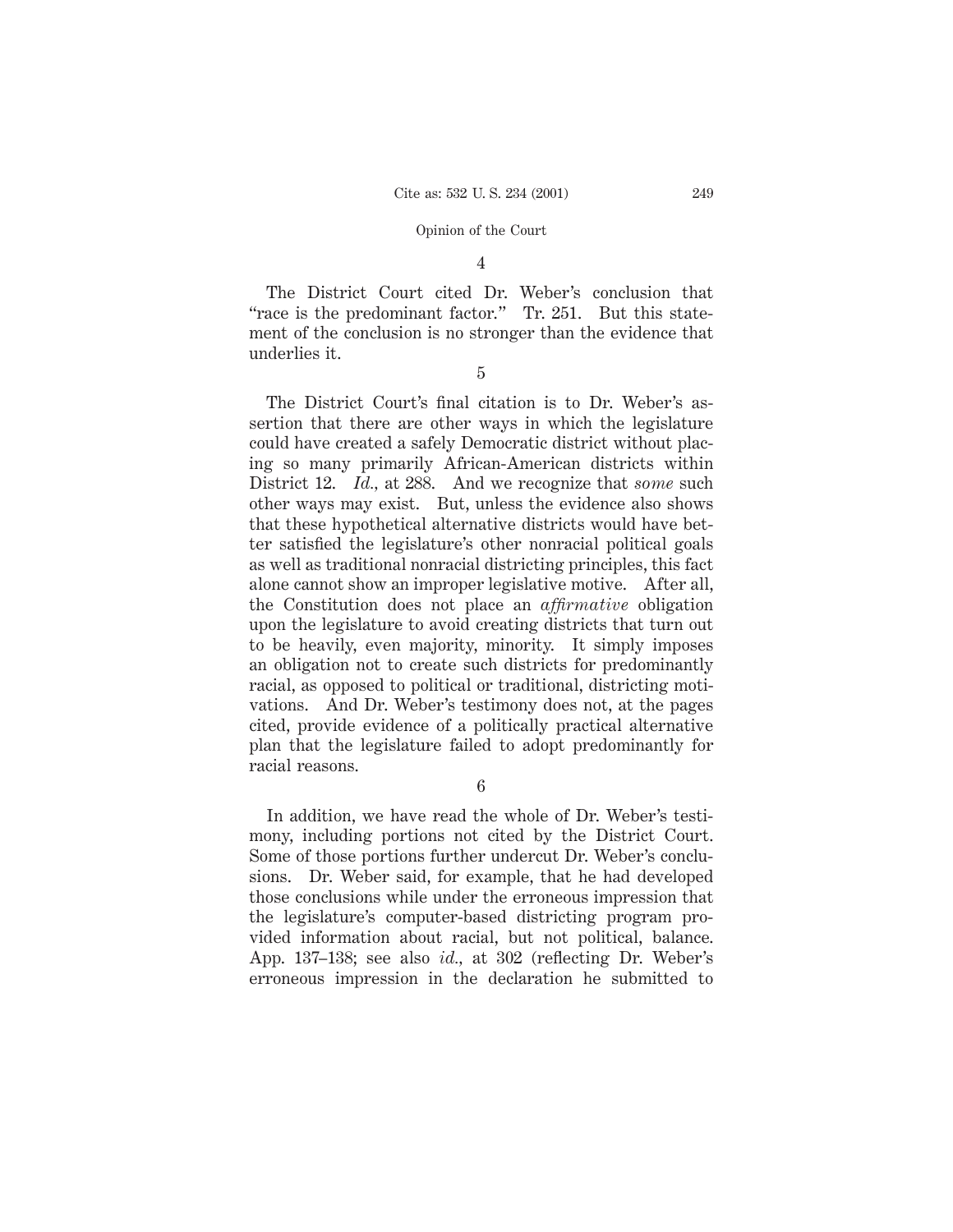4

The District Court cited Dr. Weber's conclusion that "race is the predominant factor." Tr. 251. But this statement of the conclusion is no stronger than the evidence that underlies it.

5

The District Court's final citation is to Dr. Weber's assertion that there are other ways in which the legislature could have created a safely Democratic district without placing so many primarily African-American districts within District 12. *Id.*, at 288. And we recognize that *some* such other ways may exist. But, unless the evidence also shows that these hypothetical alternative districts would have better satisfied the legislature's other nonracial political goals as well as traditional nonracial districting principles, this fact alone cannot show an improper legislative motive. After all, the Constitution does not place an *affirmative* obligation upon the legislature to avoid creating districts that turn out to be heavily, even majority, minority. It simply imposes an obligation not to create such districts for predominantly racial, as opposed to political or traditional, districting motivations. And Dr. Weber's testimony does not, at the pages cited, provide evidence of a politically practical alternative plan that the legislature failed to adopt predominantly for racial reasons.

6

In addition, we have read the whole of Dr. Weber's testimony, including portions not cited by the District Court. Some of those portions further undercut Dr. Weber's conclusions. Dr. Weber said, for example, that he had developed those conclusions while under the erroneous impression that the legislature's computer-based districting program provided information about racial, but not political, balance. App. 137–138; see also *id.*, at 302 (reflecting Dr. Weber's erroneous impression in the declaration he submitted to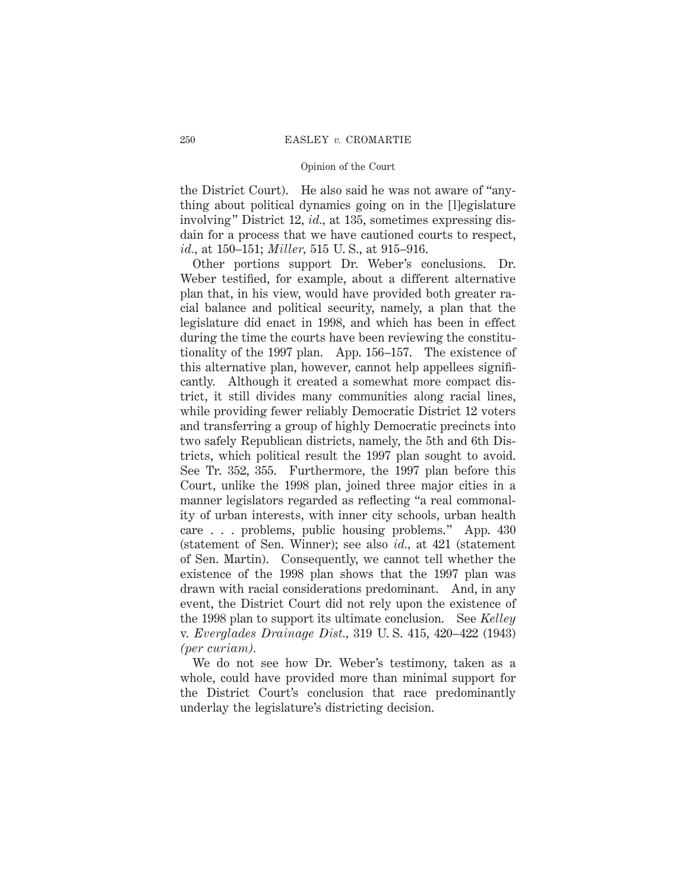the District Court). He also said he was not aware of "anything about political dynamics going on in the [l]egislature involving" District 12, *id.*, at 135, sometimes expressing disdain for a process that we have cautioned courts to respect, *id.*, at 150–151; *Miller*, 515 U. S., at 915–916.

Other portions support Dr. Weber's conclusions. Dr. Weber testified, for example, about a different alternative plan that, in his view, would have provided both greater racial balance and political security, namely, a plan that the legislature did enact in 1998, and which has been in effect during the time the courts have been reviewing the constitutionality of the 1997 plan. App. 156–157. The existence of this alternative plan, however, cannot help appellees significantly. Although it created a somewhat more compact district, it still divides many communities along racial lines, while providing fewer reliably Democratic District 12 voters and transferring a group of highly Democratic precincts into two safely Republican districts, namely, the 5th and 6th Districts, which political result the 1997 plan sought to avoid. See Tr. 352, 355. Furthermore, the 1997 plan before this Court, unlike the 1998 plan, joined three major cities in a manner legislators regarded as reflecting "a real commonality of urban interests, with inner city schools, urban health care . . . problems, public housing problems." App. 430 (statement of Sen. Winner); see also *id.*, at 421 (statement of Sen. Martin). Consequently, we cannot tell whether the existence of the 1998 plan shows that the 1997 plan was drawn with racial considerations predominant. And, in any event, the District Court did not rely upon the existence of the 1998 plan to support its ultimate conclusion. See *Kelley* v. *Everglades Drainage Dist.*, 319 U. S. 415, 420–422 (1943) *(per curiam)*.

We do not see how Dr. Weber's testimony, taken as a whole, could have provided more than minimal support for the District Court's conclusion that race predominantly underlay the legislature's districting decision.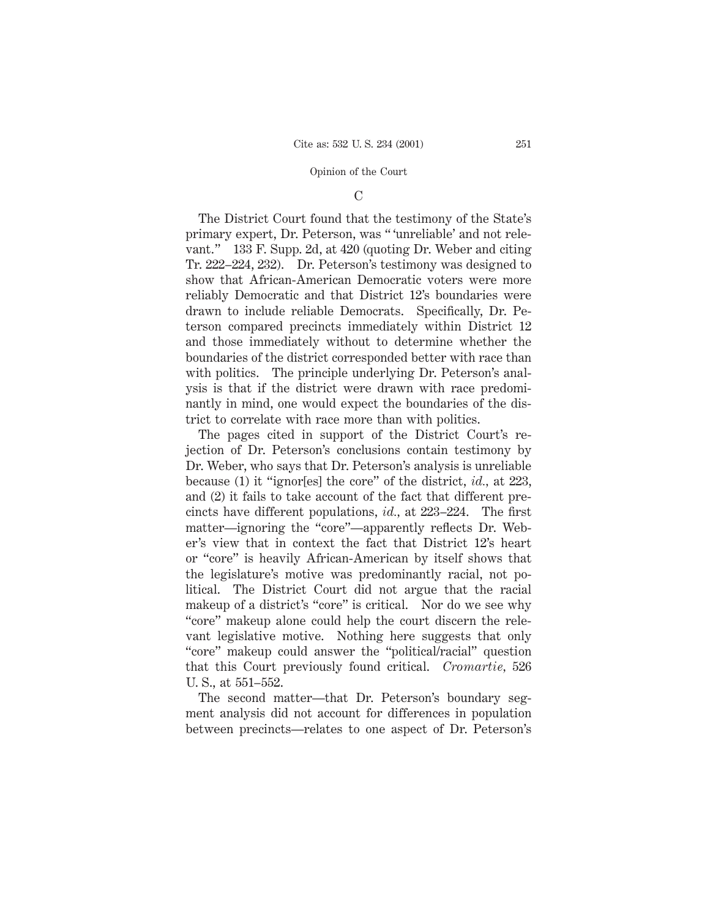### C

The District Court found that the testimony of the State's primary expert, Dr. Peterson, was " 'unreliable' and not relevant." 133 F. Supp. 2d, at 420 (quoting Dr. Weber and citing Tr. 222–224, 232). Dr. Peterson's testimony was designed to show that African-American Democratic voters were more reliably Democratic and that District 12's boundaries were drawn to include reliable Democrats. Specifically, Dr. Peterson compared precincts immediately within District 12 and those immediately without to determine whether the boundaries of the district corresponded better with race than with politics. The principle underlying Dr. Peterson's analysis is that if the district were drawn with race predominantly in mind, one would expect the boundaries of the district to correlate with race more than with politics.

The pages cited in support of the District Court's rejection of Dr. Peterson's conclusions contain testimony by Dr. Weber, who says that Dr. Peterson's analysis is unreliable because (1) it "ignor[es] the core" of the district, *id.*, at 223, and (2) it fails to take account of the fact that different precincts have different populations, *id.*, at 223–224. The first matter—ignoring the "core"—apparently reflects Dr. Weber's view that in context the fact that District 12's heart or "core" is heavily African-American by itself shows that the legislature's motive was predominantly racial, not political. The District Court did not argue that the racial makeup of a district's "core" is critical. Nor do we see why "core" makeup alone could help the court discern the relevant legislative motive. Nothing here suggests that only "core" makeup could answer the "political/racial" question that this Court previously found critical. *Cromartie,* 526 U. S., at 551–552.

The second matter—that Dr. Peterson's boundary segment analysis did not account for differences in population between precincts—relates to one aspect of Dr. Peterson's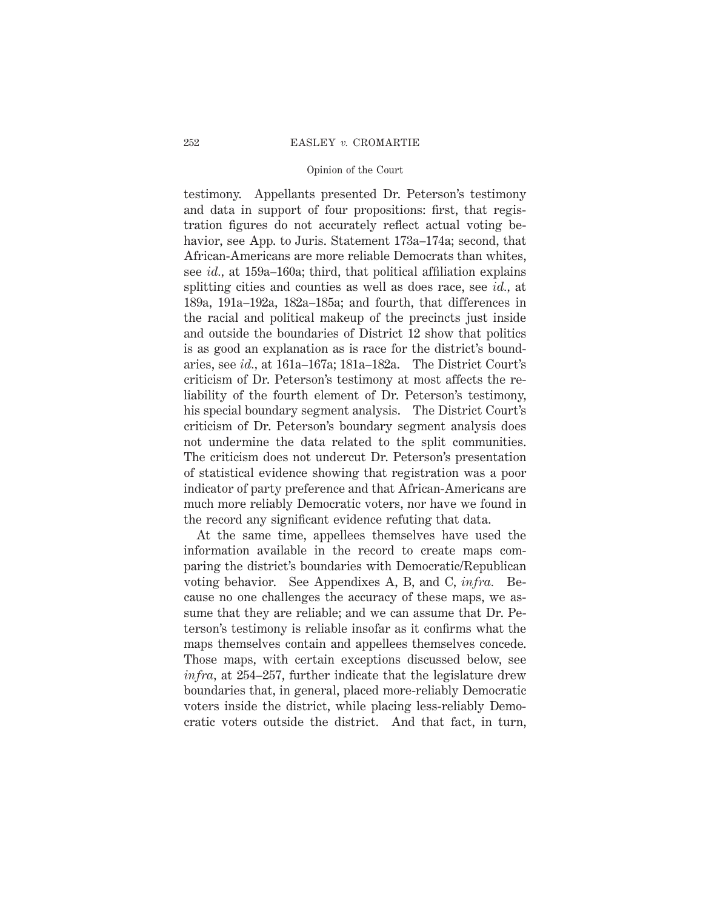testimony. Appellants presented Dr. Peterson's testimony and data in support of four propositions: first, that registration figures do not accurately reflect actual voting behavior, see App. to Juris. Statement 173a–174a; second, that African-Americans are more reliable Democrats than whites, see *id.*, at 159a–160a; third, that political affiliation explains splitting cities and counties as well as does race, see *id.*, at 189a, 191a–192a, 182a–185a; and fourth, that differences in the racial and political makeup of the precincts just inside and outside the boundaries of District 12 show that politics is as good an explanation as is race for the district's boundaries, see *id.*, at 161a–167a; 181a–182a. The District Court's criticism of Dr. Peterson's testimony at most affects the reliability of the fourth element of Dr. Peterson's testimony, his special boundary segment analysis. The District Court's criticism of Dr. Peterson's boundary segment analysis does not undermine the data related to the split communities. The criticism does not undercut Dr. Peterson's presentation of statistical evidence showing that registration was a poor indicator of party preference and that African-Americans are much more reliably Democratic voters, nor have we found in the record any significant evidence refuting that data.

At the same time, appellees themselves have used the information available in the record to create maps comparing the district's boundaries with Democratic/Republican voting behavior. See Appendixes A, B, and C, *infra.* Because no one challenges the accuracy of these maps, we assume that they are reliable; and we can assume that Dr. Peterson's testimony is reliable insofar as it confirms what the maps themselves contain and appellees themselves concede. Those maps, with certain exceptions discussed below, see *infra*, at 254–257, further indicate that the legislature drew boundaries that, in general, placed more-reliably Democratic voters inside the district, while placing less-reliably Democratic voters outside the district. And that fact, in turn,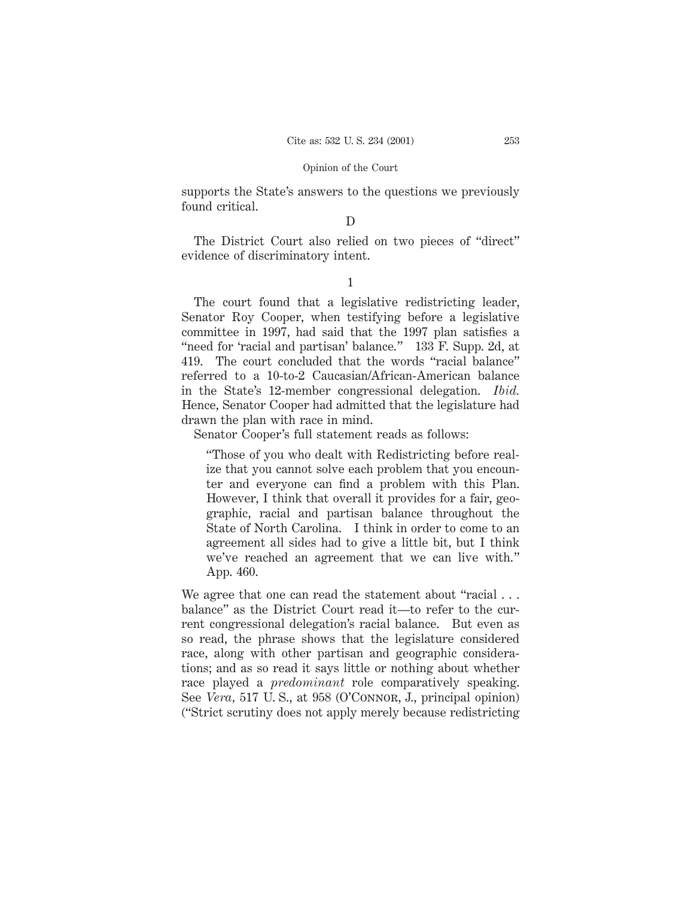supports the State's answers to the questions we previously found critical.

### D

The District Court also relied on two pieces of "direct" evidence of discriminatory intent.

#### 1

The court found that a legislative redistricting leader, Senator Roy Cooper, when testifying before a legislative committee in 1997, had said that the 1997 plan satisfies a "need for 'racial and partisan' balance." 133 F. Supp. 2d, at 419. The court concluded that the words "racial balance" referred to a 10-to-2 Caucasian/African-American balance in the State's 12-member congressional delegation. *Ibid.* Hence, Senator Cooper had admitted that the legislature had drawn the plan with race in mind.

Senator Cooper's full statement reads as follows:

> "Those of you who dealt with Redistricting before realize that you cannot solve each problem that you encounter and everyone can find a problem with this Plan. However, I think that overall it provides for a fair, geographic, racial and partisan balance throughout the State of North Carolina. I think in order to come to an agreement all sides had to give a little bit, but I think we've reached an agreement that we can live with." App. 460.

We agree that one can read the statement about "racial . . . balance" as the District Court read it—to refer to the current congressional delegation's racial balance. But even as so read, the phrase shows that the legislature considered race, along with other partisan and geographic considerations; and as so read it says little or nothing about whether race played a *predominant* role comparatively speaking. See *Vera*, 517 U. S., at 958 (O'Connor, J., principal opinion) ("Strict scrutiny does not apply merely because redistricting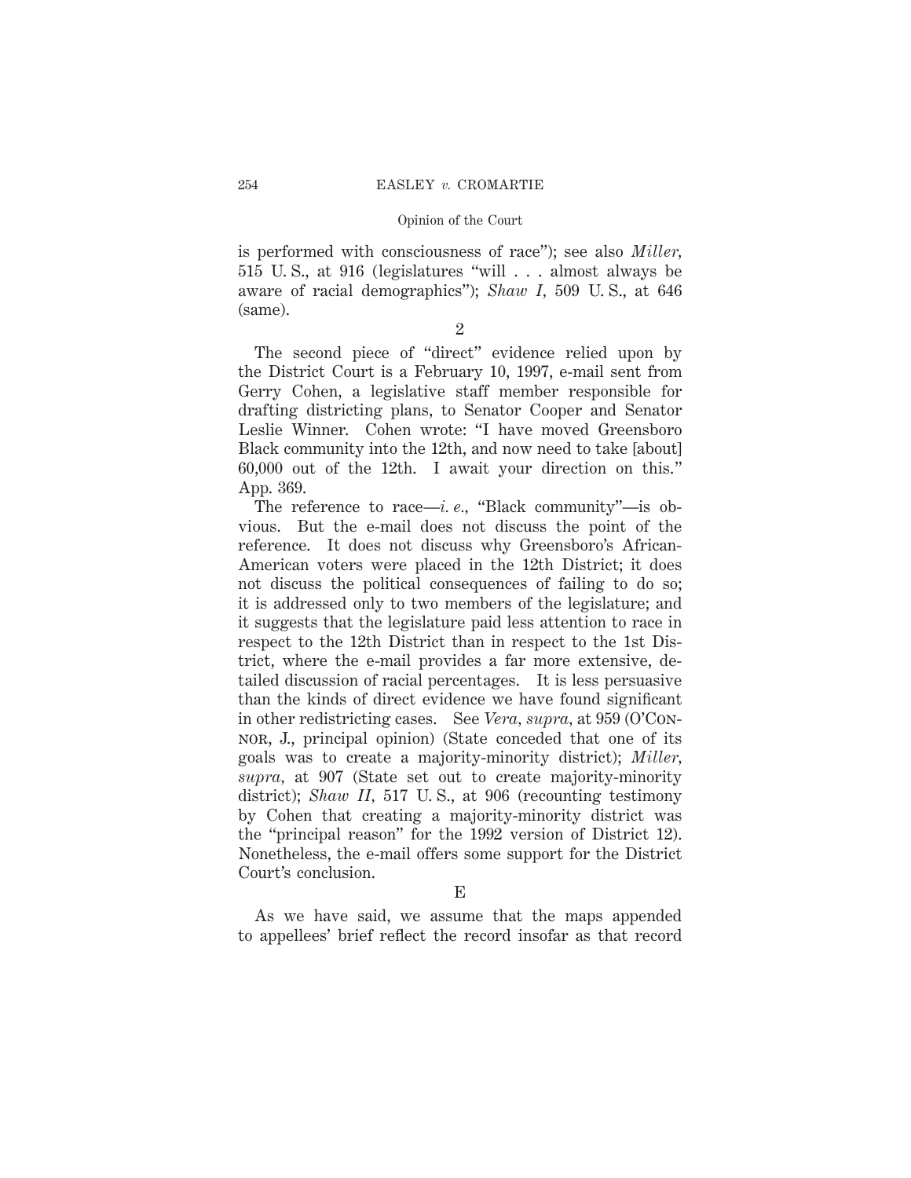is performed with consciousness of race"); see also *Miller*, 515 U. S., at 916 (legislatures "will . . . almost always be aware of racial demographics"); *Shaw I*, 509 U. S., at 646 (same).

2

The second piece of "direct" evidence relied upon by the District Court is a February 10, 1997, e-mail sent from Gerry Cohen, a legislative staff member responsible for drafting districting plans, to Senator Cooper and Senator Leslie Winner. Cohen wrote: "I have moved Greensboro Black community into the 12th, and now need to take [about] 60,000 out of the 12th. I await your direction on this." App. 369.

The reference to race—*i. e.*, "Black community"—is obvious. But the e-mail does not discuss the point of the reference. It does not discuss why Greensboro's African-American voters were placed in the 12th District; it does not discuss the political consequences of failing to do so; it is addressed only to two members of the legislature; and it suggests that the legislature paid less attention to race in respect to the 12th District than in respect to the 1st District, where the e-mail provides a far more extensive, detailed discussion of racial percentages. It is less persuasive than the kinds of direct evidence we have found significant in other redistricting cases. See *Vera*, *supra*, at 959 (O'Connor, J., principal opinion) (State conceded that one of its goals was to create a majority-minority district); *Miller*, *supra*, at 907 (State set out to create majority-minority district); *Shaw II*, 517 U. S., at 906 (recounting testimony by Cohen that creating a majority-minority district was the "principal reason" for the 1992 version of District 12). Nonetheless, the e-mail offers some support for the District Court's conclusion.

E

As we have said, we assume that the maps appended to appellees' brief reflect the record insofar as that record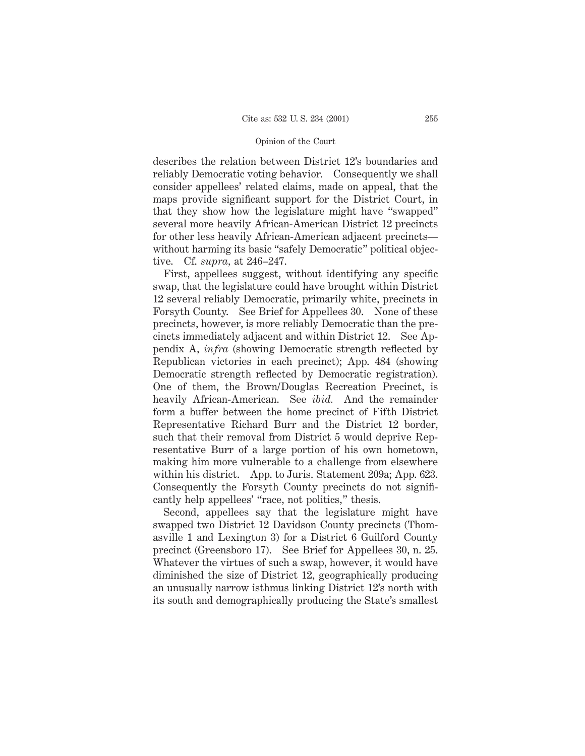describes the relation between District 12's boundaries and reliably Democratic voting behavior. Consequently we shall consider appellees' related claims, made on appeal, that the maps provide significant support for the District Court, in that they show how the legislature might have "swapped" several more heavily African-American District 12 precincts for other less heavily African-American adjacent precincts—without harming its basic "safely Democratic" political objective. Cf. *supra*, at 246–247.

First, appellees suggest, without identifying any specific swap, that the legislature could have brought within District 12 several reliably Democratic, primarily white, precincts in Forsyth County. See Brief for Appellees 30. None of these precincts, however, is more reliably Democratic than the precincts immediately adjacent and within District 12. See Appendix A, *infra* (showing Democratic strength reflected by Republican victories in each precinct); App. 484 (showing Democratic strength reflected by Democratic registration). One of them, the Brown/Douglas Recreation Precinct, is heavily African-American. See *ibid.* And the remainder form a buffer between the home precinct of Fifth District Representative Richard Burr and the District 12 border, such that their removal from District 5 would deprive Representative Burr of a large portion of his own hometown, making him more vulnerable to a challenge from elsewhere within his district. App. to Juris. Statement 209a; App. 623. Consequently the Forsyth County precincts do not significantly help appellees' "race, not politics," thesis.

Second, appellees say that the legislature might have swapped two District 12 Davidson County precincts (Thomasville 1 and Lexington 3) for a District 6 Guilford County precinct (Greensboro 17). See Brief for Appellees 30, n. 25. Whatever the virtues of such a swap, however, it would have diminished the size of District 12, geographically producing an unusually narrow isthmus linking District 12's north with its south and demographically producing the State's smallest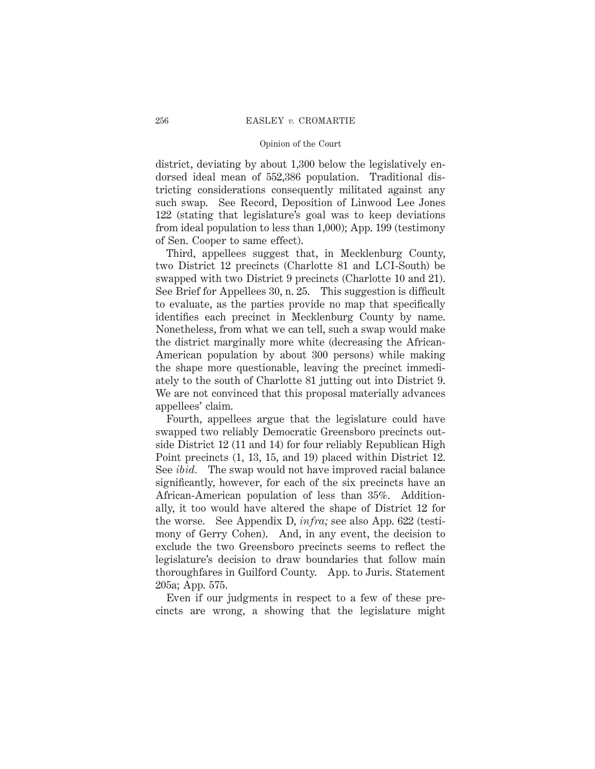district, deviating by about 1,300 below the legislatively endorsed ideal mean of 552,386 population. Traditional districting considerations consequently militated against any such swap. See Record, Deposition of Linwood Lee Jones 122 (stating that legislature's goal was to keep deviations from ideal population to less than 1,000); App. 199 (testimony of Sen. Cooper to same effect).

Third, appellees suggest that, in Mecklenburg County, two District 12 precincts (Charlotte 81 and LCI-South) be swapped with two District 9 precincts (Charlotte 10 and 21). See Brief for Appellees 30, n. 25. This suggestion is difficult to evaluate, as the parties provide no map that specifically identifies each precinct in Mecklenburg County by name. Nonetheless, from what we can tell, such a swap would make the district marginally more white (decreasing the African-American population by about 300 persons) while making the shape more questionable, leaving the precinct immediately to the south of Charlotte 81 jutting out into District 9. We are not convinced that this proposal materially advances appellees' claim.

Fourth, appellees argue that the legislature could have swapped two reliably Democratic Greensboro precincts outside District 12 (11 and 14) for four reliably Republican High Point precincts (1, 13, 15, and 19) placed within District 12. See *ibid.* The swap would not have improved racial balance significantly, however, for each of the six precincts have an African-American population of less than 35%. Additionally, it too would have altered the shape of District 12 for the worse. See Appendix D, *infra;* see also App. 622 (testimony of Gerry Cohen). And, in any event, the decision to exclude the two Greensboro precincts seems to reflect the legislature's decision to draw boundaries that follow main thoroughfares in Guilford County. App. to Juris. Statement 205a; App. 575.

Even if our judgments in respect to a few of these precincts are wrong, a showing that the legislature might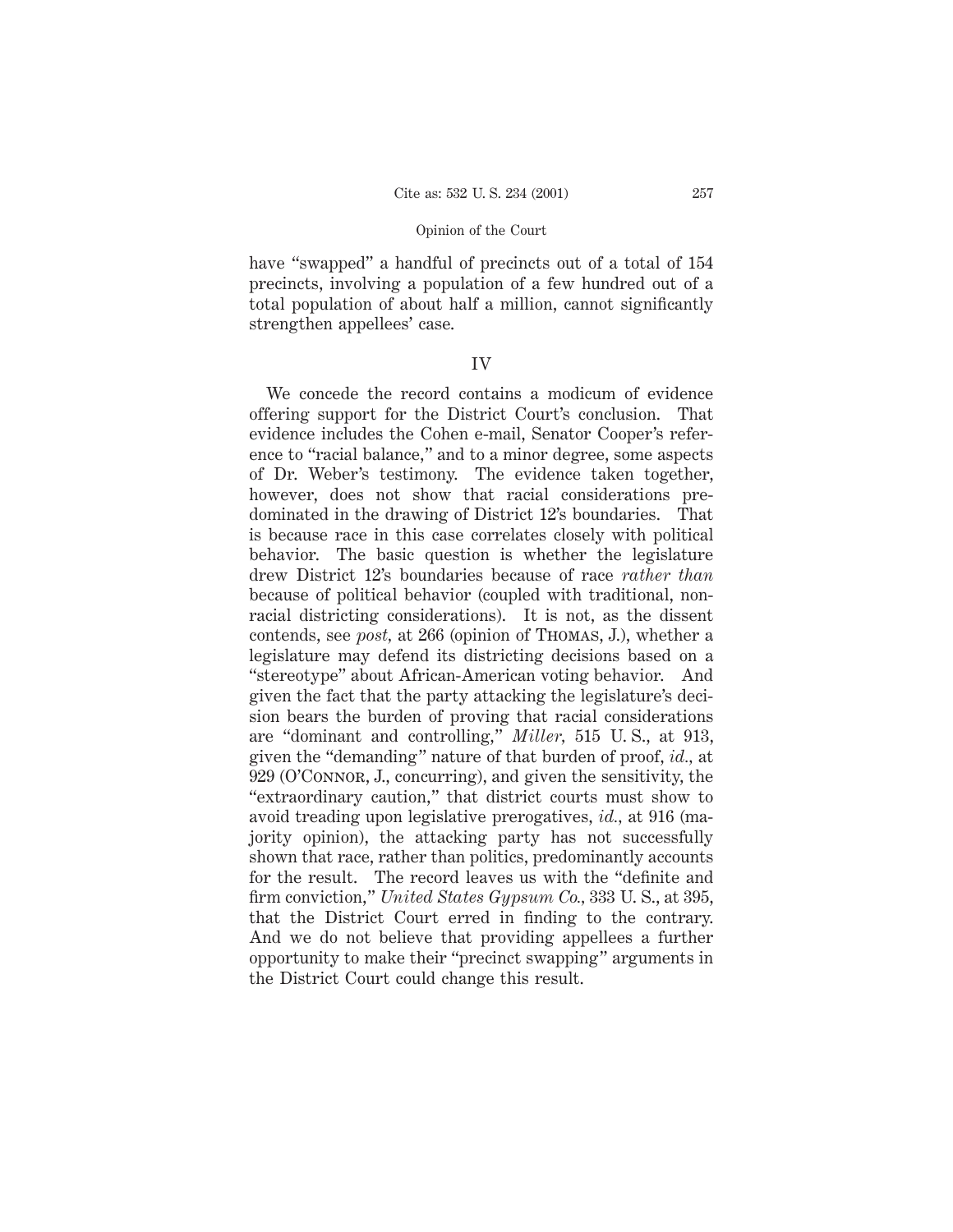have "swapped" a handful of precincts out of a total of 154 precincts, involving a population of a few hundred out of a total population of about half a million, cannot significantly strengthen appellees' case.

## IV

We concede the record contains a modicum of evidence offering support for the District Court's conclusion. That evidence includes the Cohen e-mail, Senator Cooper's reference to "racial balance," and to a minor degree, some aspects of Dr. Weber's testimony. The evidence taken together, however, does not show that racial considerations predominated in the drawing of District 12's boundaries. That is because race in this case correlates closely with political behavior. The basic question is whether the legislature drew District 12's boundaries because of race *rather than* because of political behavior (coupled with traditional, nonracial districting considerations). It is not, as the dissent contends, see *post*, at 266 (opinion of THOMAS, J.), whether a legislature may defend its districting decisions based on a "stereotype" about African-American voting behavior. And given the fact that the party attacking the legislature's decision bears the burden of proving that racial considerations are "dominant and controlling," *Miller*, 515 U. S., at 913, given the "demanding" nature of that burden of proof, *id.*, at 929 (O'CONNOR, J., concurring), and given the sensitivity, the "extraordinary caution," that district courts must show to avoid treading upon legislative prerogatives, *id.*, at 916 (majority opinion), the attacking party has not successfully shown that race, rather than politics, predominantly accounts for the result. The record leaves us with the "definite and firm conviction," *United States Gypsum Co.*, 333 U. S., at 395, that the District Court erred in finding to the contrary. And we do not believe that providing appellees a further opportunity to make their "precinct swapping" arguments in the District Court could change this result.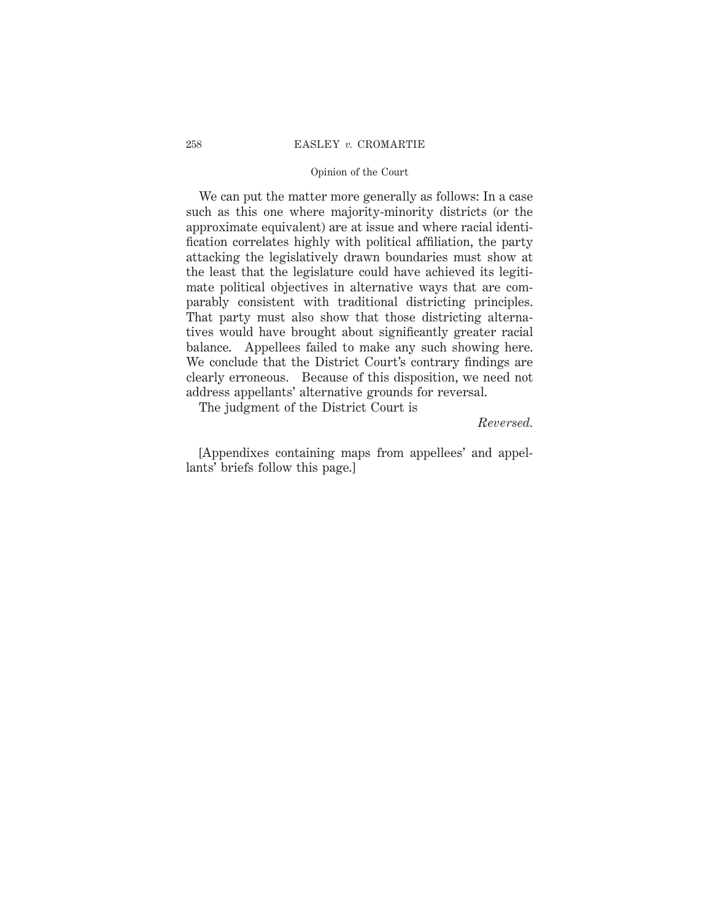We can put the matter more generally as follows: In a case such as this one where majority-minority districts (or the approximate equivalent) are at issue and where racial identification correlates highly with political affiliation, the party attacking the legislatively drawn boundaries must show at the least that the legislature could have achieved its legitimate political objectives in alternative ways that are comparably consistent with traditional districting principles. That party must also show that those districting alternatives would have brought about significantly greater racial balance. Appellees failed to make any such showing here. We conclude that the District Court's contrary findings are clearly erroneous. Because of this disposition, we need not address appellants' alternative grounds for reversal.

The judgment of the District Court is

*Reversed.*

[Appendixes containing maps from appellees' and appellants' briefs follow this page.]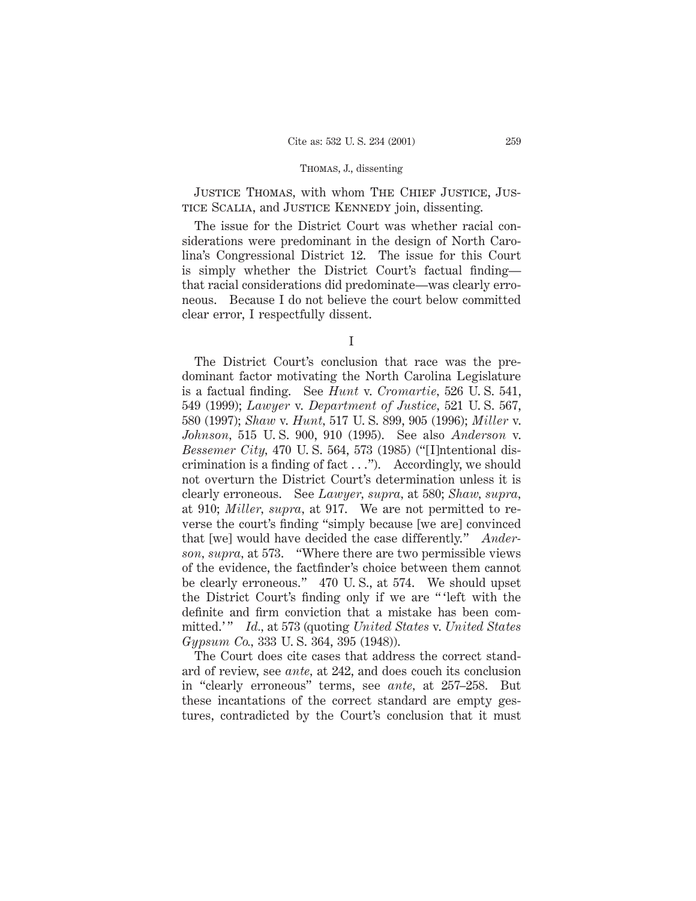JUSTICE THOMAS, with whom THE CHIEF JUSTICE, JUSTICE SCALIA, and JUSTICE KENNEDY join, dissenting.

The issue for the District Court was whether racial considerations were predominant in the design of North Carolina's Congressional District 12. The issue for this Court is simply whether the District Court's factual finding—that racial considerations did predominate—was clearly erroneous. Because I do not believe the court below committed clear error, I respectfully dissent.

I

The District Court's conclusion that race was the predominant factor motivating the North Carolina Legislature is a factual finding. See *Hunt* v. *Cromartie*, 526 U. S. 541, 549 (1999); *Lawyer* v. *Department of Justice*, 521 U. S. 567, 580 (1997); *Shaw* v. *Hunt*, 517 U. S. 899, 905 (1996); *Miller* v. *Johnson*, 515 U. S. 900, 910 (1995). See also *Anderson* v. *Bessemer City*, 470 U. S. 564, 573 (1985) ("[I]ntentional discrimination is a finding of fact . . ."). Accordingly, we should not overturn the District Court's determination unless it is clearly erroneous. See *Lawyer*, *supra*, at 580; *Shaw*, *supra*, at 910; *Miller*, *supra*, at 917. We are not permitted to reverse the court's finding "simply because [we are] convinced that [we] would have decided the case differently." *Anderson*, *supra*, at 573. "Where there are two permissible views of the evidence, the factfinder's choice between them cannot be clearly erroneous." 470 U. S., at 574. We should upset the District Court's finding only if we are "'left with the definite and firm conviction that a mistake has been committed.'" *Id.*, at 573 (quoting *United States* v. *United States Gypsum Co.*, 333 U. S. 364, 395 (1948)).

The Court does cite cases that address the correct standard of review, see *ante*, at 242, and does couch its conclusion in "clearly erroneous" terms, see *ante*, at 257–258. But these incantations of the correct standard are empty gestures, contradicted by the Court's conclusion that it must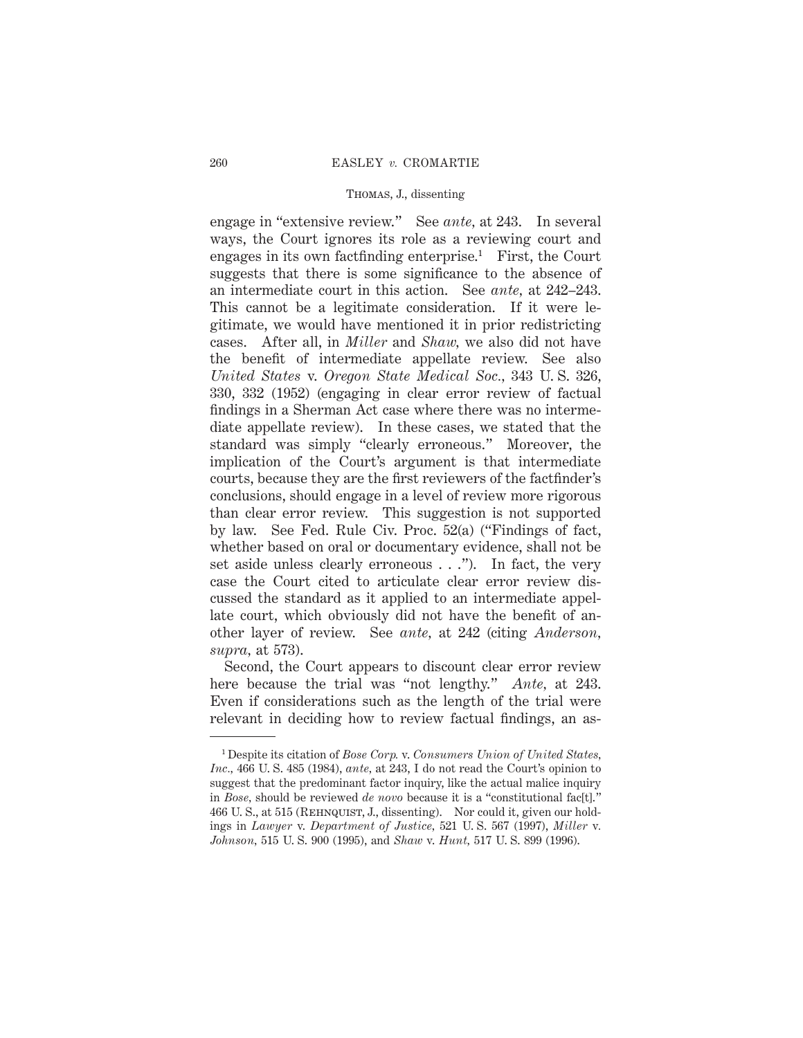engage in "extensive review." See *ante*, at 243. In several ways, the Court ignores its role as a reviewing court and engages in its own factfinding enterprise.[1] First, the Court suggests that there is some significance to the absence of an intermediate court in this action. See *ante*, at 242–243. This cannot be a legitimate consideration. If it were legitimate, we would have mentioned it in prior redistricting cases. After all, in *Miller* and *Shaw*, we also did not have the benefit of intermediate appellate review. See also *United States* v. *Oregon State Medical Soc.*, 343 U. S. 326, 330, 332 (1952) (engaging in clear error review of factual findings in a Sherman Act case where there was no intermediate appellate review). In these cases, we stated that the standard was simply "clearly erroneous." Moreover, the implication of the Court's argument is that intermediate courts, because they are the first reviewers of the factfinder's conclusions, should engage in a level of review more rigorous than clear error review. This suggestion is not supported by law. See Fed. Rule Civ. Proc. 52(a) ("Findings of fact, whether based on oral or documentary evidence, shall not be set aside unless clearly erroneous . . ."). In fact, the very case the Court cited to articulate clear error review discussed the standard as it applied to an intermediate appellate court, which obviously did not have the benefit of another layer of review. See *ante*, at 242 (citing *Anderson*, *supra*, at 573).

Second, the Court appears to discount clear error review here because the trial was "not lengthy." *Ante*, at 243. Even if considerations such as the length of the trial were relevant in deciding how to review factual findings, an as-

---

[1] Despite its citation of *Bose Corp.* v. *Consumers Union of United States, Inc.*, 466 U. S. 485 (1984), *ante*, at 243, I do not read the Court's opinion to suggest that the predominant factor inquiry, like the actual malice inquiry in *Bose*, should be reviewed *de novo* because it is a "constitutional fac[t]." 466 U. S., at 515 (Rehnquist, J., dissenting). Nor could it, given our holdings in *Lawyer* v. *Department of Justice*, 521 U. S. 567 (1997), *Miller* v. *Johnson*, 515 U. S. 900 (1995), and *Shaw* v. *Hunt*, 517 U. S. 899 (1996).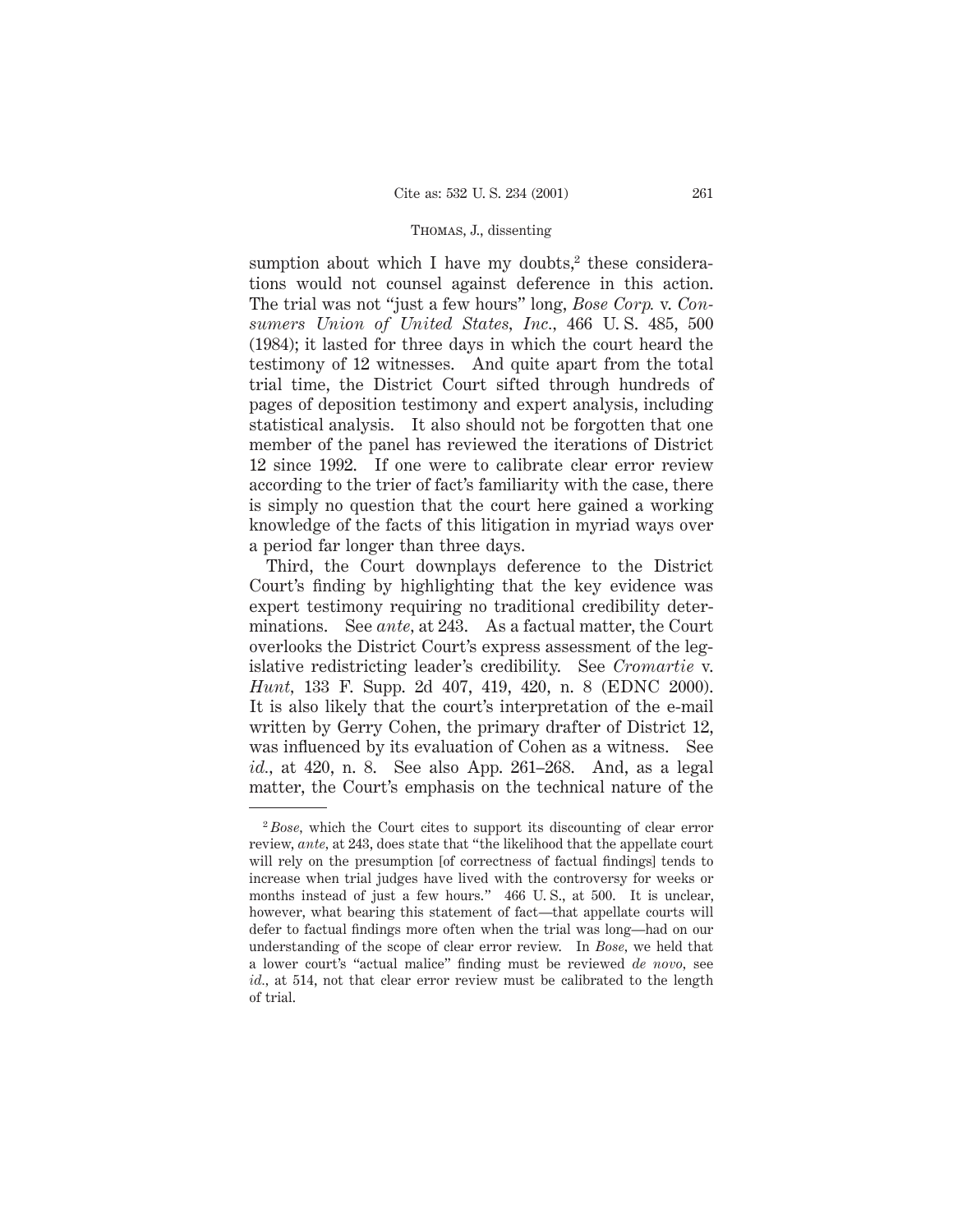sumption about which I have my doubts,[2] these considerations would not counsel against deference in this action. The trial was not "just a few hours" long, *Bose Corp.* v. *Consumers Union of United States, Inc.*, 466 U. S. 485, 500 (1984); it lasted for three days in which the court heard the testimony of 12 witnesses. And quite apart from the total trial time, the District Court sifted through hundreds of pages of deposition testimony and expert analysis, including statistical analysis. It also should not be forgotten that one member of the panel has reviewed the iterations of District 12 since 1992. If one were to calibrate clear error review according to the trier of fact's familiarity with the case, there is simply no question that the court here gained a working knowledge of the facts of this litigation in myriad ways over a period far longer than three days.

Third, the Court downplays deference to the District Court's finding by highlighting that the key evidence was expert testimony requiring no traditional credibility determinations. See *ante*, at 243. As a factual matter, the Court overlooks the District Court's express assessment of the legislative redistricting leader's credibility. See *Cromartie* v. *Hunt*, 133 F. Supp. 2d 407, 419, 420, n. 8 (EDNC 2000). It is also likely that the court's interpretation of the e-mail written by Gerry Cohen, the primary drafter of District 12, was influenced by its evaluation of Cohen as a witness. See *id.*, at 420, n. 8. See also App. 261–268. And, as a legal matter, the Court's emphasis on the technical nature of the

---

[2] *Bose*, which the Court cites to support its discounting of clear error review, *ante*, at 243, does state that "the likelihood that the appellate court will rely on the presumption [of correctness of factual findings] tends to increase when trial judges have lived with the controversy for weeks or months instead of just a few hours." 466 U. S., at 500. It is unclear, however, what bearing this statement of fact—that appellate courts will defer to factual findings more often when the trial was long—had on our understanding of the scope of clear error review. In *Bose*, we held that a lower court's "actual malice" finding must be reviewed *de novo*, see *id.*, at 514, not that clear error review must be calibrated to the length of trial.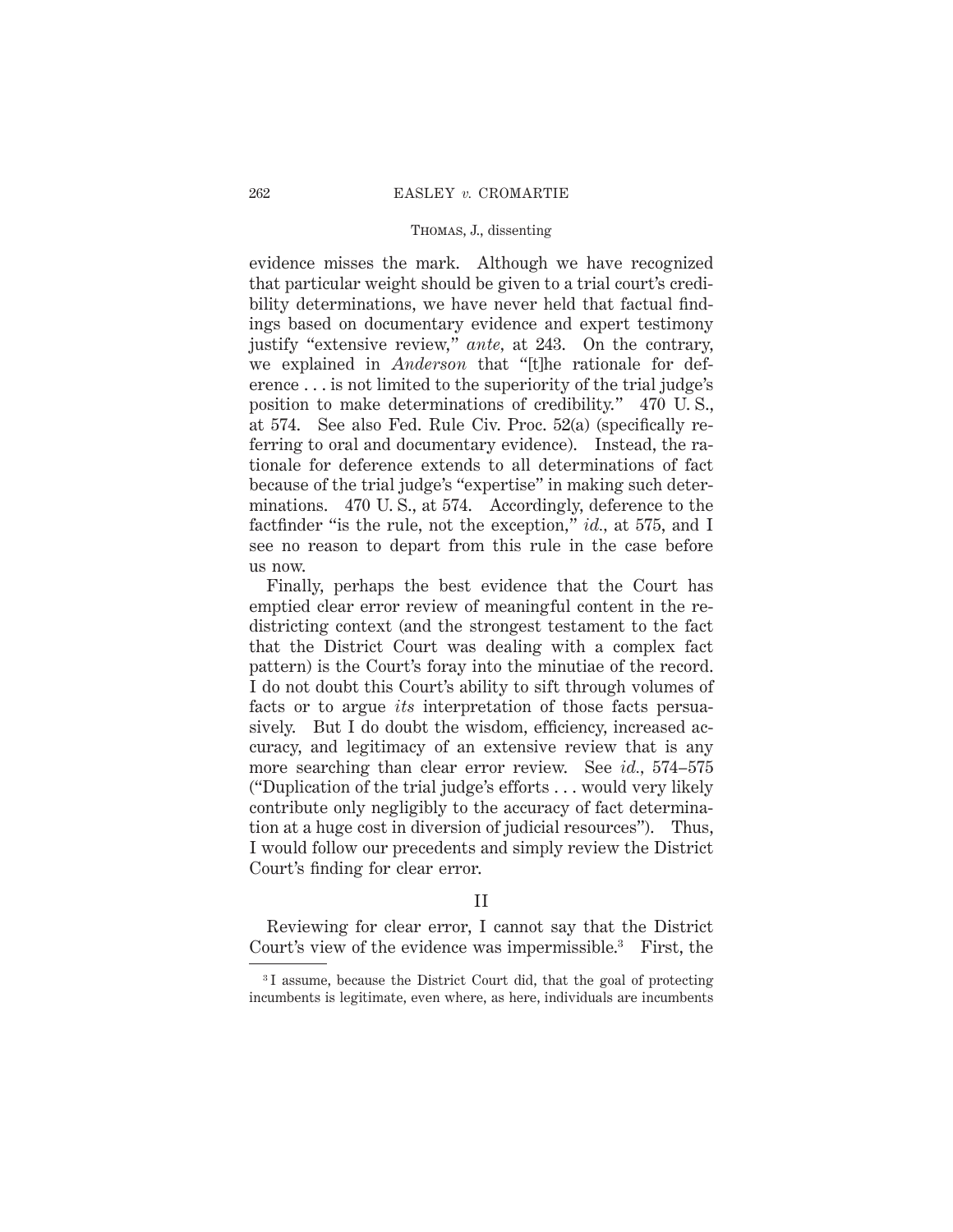evidence misses the mark. Although we have recognized that particular weight should be given to a trial court's credibility determinations, we have never held that factual findings based on documentary evidence and expert testimony justify "extensive review," *ante*, at 243. On the contrary, we explained in *Anderson* that "[t]he rationale for deference . . . is not limited to the superiority of the trial judge's position to make determinations of credibility." 470 U. S., at 574. See also Fed. Rule Civ. Proc. 52(a) (specifically referring to oral and documentary evidence). Instead, the rationale for deference extends to all determinations of fact because of the trial judge's "expertise" in making such determinations. 470 U. S., at 574. Accordingly, deference to the factfinder "is the rule, not the exception," *id.*, at 575, and I see no reason to depart from this rule in the case before us now.

Finally, perhaps the best evidence that the Court has emptied clear error review of meaningful content in the redistricting context (and the strongest testament to the fact that the District Court was dealing with a complex fact pattern) is the Court's foray into the minutiae of the record. I do not doubt this Court's ability to sift through volumes of facts or to argue *its* interpretation of those facts persuasively. But I do doubt the wisdom, efficiency, increased accuracy, and legitimacy of an extensive review that is any more searching than clear error review. See *id.*, 574–575 ("Duplication of the trial judge's efforts . . . would very likely contribute only negligibly to the accuracy of fact determination at a huge cost in diversion of judicial resources"). Thus, I would follow our precedents and simply review the District Court's finding for clear error.

## II

Reviewing for clear error, I cannot say that the District Court's view of the evidence was impermissible.[3] First, the

[3] I assume, because the District Court did, that the goal of protecting incumbents is legitimate, even where, as here, individuals are incumbents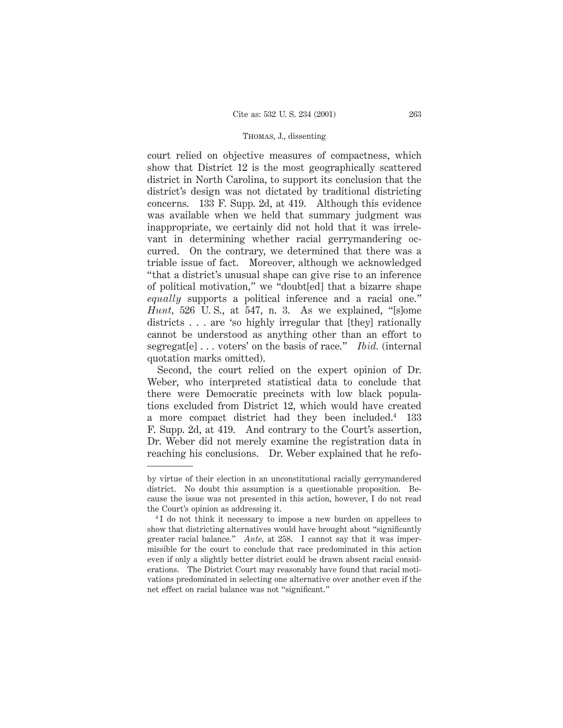court relied on objective measures of compactness, which show that District 12 is the most geographically scattered district in North Carolina, to support its conclusion that the district's design was not dictated by traditional districting concerns. 133 F. Supp. 2d, at 419. Although this evidence was available when we held that summary judgment was inappropriate, we certainly did not hold that it was irrelevant in determining whether racial gerrymandering occurred. On the contrary, we determined that there was a triable issue of fact. Moreover, although we acknowledged "that a district's unusual shape can give rise to an inference of political motivation," we "doubt[ed] that a bizarre shape *equally* supports a political inference and a racial one." *Hunt,* 526 U. S., at 547, n. 3. As we explained, "[s]ome districts . . . are 'so highly irregular that [they] rationally cannot be understood as anything other than an effort to segregat[e] . . . voters' on the basis of race." *Ibid.* (internal quotation marks omitted).

Second, the court relied on the expert opinion of Dr. Weber, who interpreted statistical data to conclude that there were Democratic precincts with low black populations excluded from District 12, which would have created a more compact district had they been included.[4] 133 F. Supp. 2d, at 419. And contrary to the Court's assertion, Dr. Weber did not merely examine the registration data in reaching his conclusions. Dr. Weber explained that he refo-

---

by virtue of their election in an unconstitutional racially gerrymandered district. No doubt this assumption is a questionable proposition. Because the issue was not presented in this action, however, I do not read the Court's opinion as addressing it.

[4] I do not think it necessary to impose a new burden on appellees to show that districting alternatives would have brought about "significantly greater racial balance." *Ante,* at 258. I cannot say that it was impermissible for the court to conclude that race predominated in this action even if only a slightly better district could be drawn absent racial considerations. The District Court may reasonably have found that racial motivations predominated in selecting one alternative over another even if the net effect on racial balance was not "significant."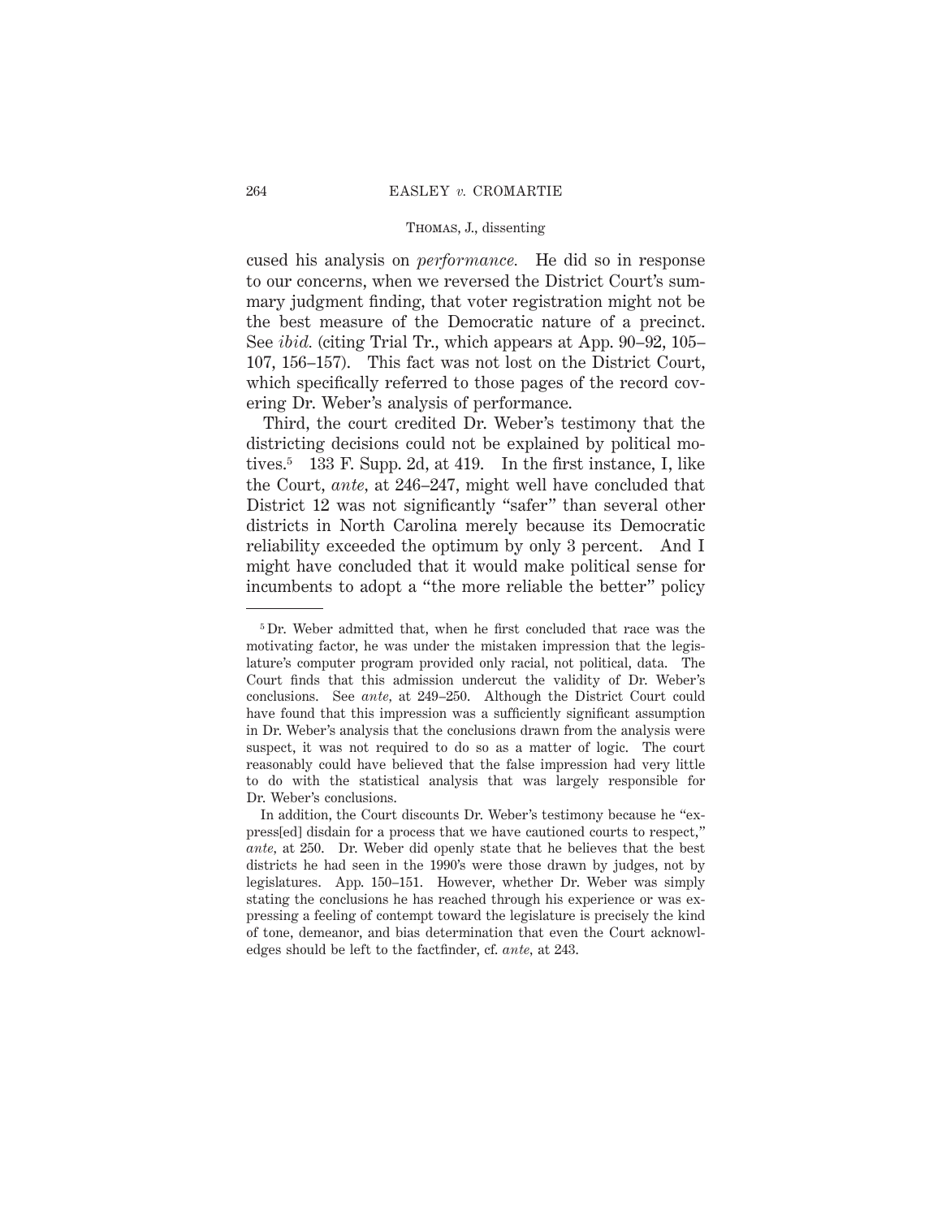cused his analysis on *performance.* He did so in response to our concerns, when we reversed the District Court's summary judgment finding, that voter registration might not be the best measure of the Democratic nature of a precinct. See *ibid.* (citing Trial Tr., which appears at App. 90–92, 105–107, 156–157). This fact was not lost on the District Court, which specifically referred to those pages of the record covering Dr. Weber's analysis of performance.

Third, the court credited Dr. Weber's testimony that the districting decisions could not be explained by political motives.[5] 133 F. Supp. 2d, at 419. In the first instance, I, like the Court, *ante,* at 246–247, might well have concluded that District 12 was not significantly "safer" than several other districts in North Carolina merely because its Democratic reliability exceeded the optimum by only 3 percent. And I might have concluded that it would make political sense for incumbents to adopt a "the more reliable the better" policy

---

[5] Dr. Weber admitted that, when he first concluded that race was the motivating factor, he was under the mistaken impression that the legislature's computer program provided only racial, not political, data. The Court finds that this admission undercut the validity of Dr. Weber's conclusions. See *ante,* at 249–250. Although the District Court could have found that this impression was a sufficiently significant assumption in Dr. Weber's analysis that the conclusions drawn from the analysis were suspect, it was not required to do so as a matter of logic. The court reasonably could have believed that the false impression had very little to do with the statistical analysis that was largely responsible for Dr. Weber's conclusions.

In addition, the Court discounts Dr. Weber's testimony because he "express[ed] disdain for a process that we have cautioned courts to respect," *ante,* at 250. Dr. Weber did openly state that he believes that the best districts he had seen in the 1990's were those drawn by judges, not by legislatures. App. 150–151. However, whether Dr. Weber was simply stating the conclusions he has reached through his experience or was expressing a feeling of contempt toward the legislature is precisely the kind of tone, demeanor, and bias determination that even the Court acknowledges should be left to the factfinder, cf. *ante,* at 243.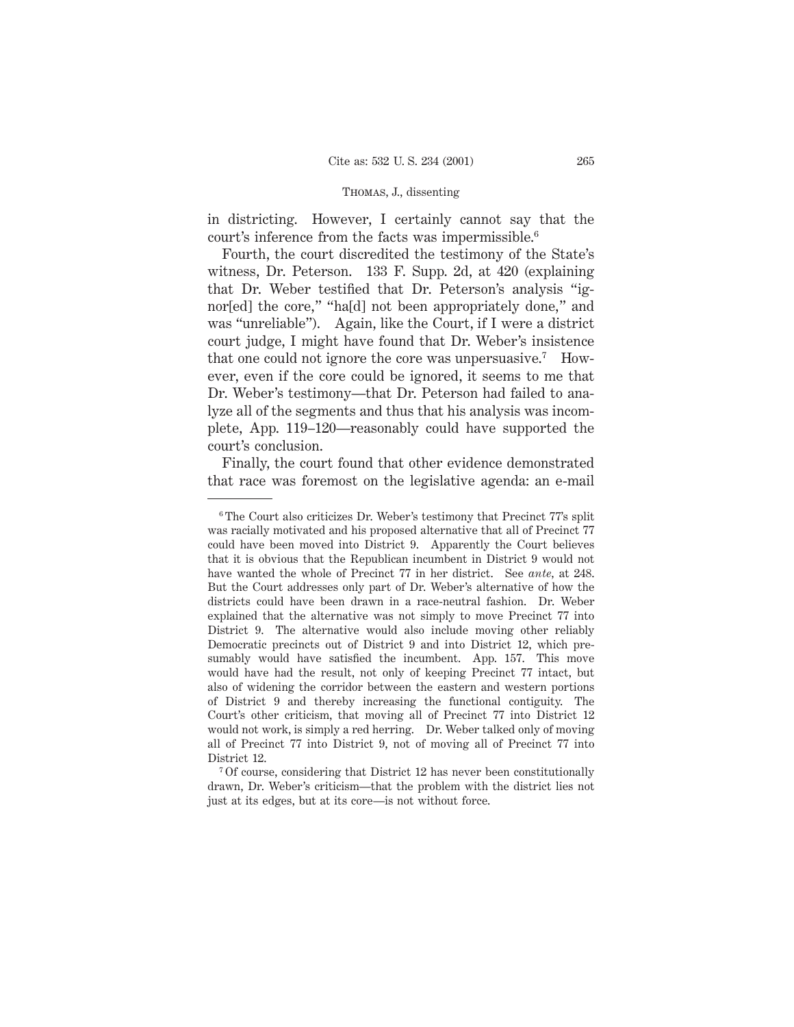in districting. However, I certainly cannot say that the court's inference from the facts was impermissible.[6]

Fourth, the court discredited the testimony of the State's witness, Dr. Peterson. 133 F. Supp. 2d, at 420 (explaining that Dr. Weber testified that Dr. Peterson's analysis "ignor[ed] the core," "ha[d] not been appropriately done," and was "unreliable"). Again, like the Court, if I were a district court judge, I might have found that Dr. Weber's insistence that one could not ignore the core was unpersuasive.[7] However, even if the core could be ignored, it seems to me that Dr. Weber's testimony—that Dr. Peterson had failed to analyze all of the segments and thus that his analysis was incomplete, App. 119–120—reasonably could have supported the court's conclusion.

Finally, the court found that other evidence demonstrated that race was foremost on the legislative agenda: an e-mail

---

[6] The Court also criticizes Dr. Weber's testimony that Precinct 77's split was racially motivated and his proposed alternative that all of Precinct 77 could have been moved into District 9. Apparently the Court believes that it is obvious that the Republican incumbent in District 9 would not have wanted the whole of Precinct 77 in her district. See *ante*, at 248. But the Court addresses only part of Dr. Weber's alternative of how the districts could have been drawn in a race-neutral fashion. Dr. Weber explained that the alternative was not simply to move Precinct 77 into District 9. The alternative would also include moving other reliably Democratic precincts out of District 9 and into District 12, which presumably would have satisfied the incumbent. App. 157. This move would have had the result, not only of keeping Precinct 77 intact, but also of widening the corridor between the eastern and western portions of District 9 and thereby increasing the functional contiguity. The Court's other criticism, that moving all of Precinct 77 into District 12 would not work, is simply a red herring. Dr. Weber talked only of moving all of Precinct 77 into District 9, not of moving all of Precinct 77 into District 12.

[7] Of course, considering that District 12 has never been constitutionally drawn, Dr. Weber's criticism—that the problem with the district lies not just at its edges, but at its core—is not without force.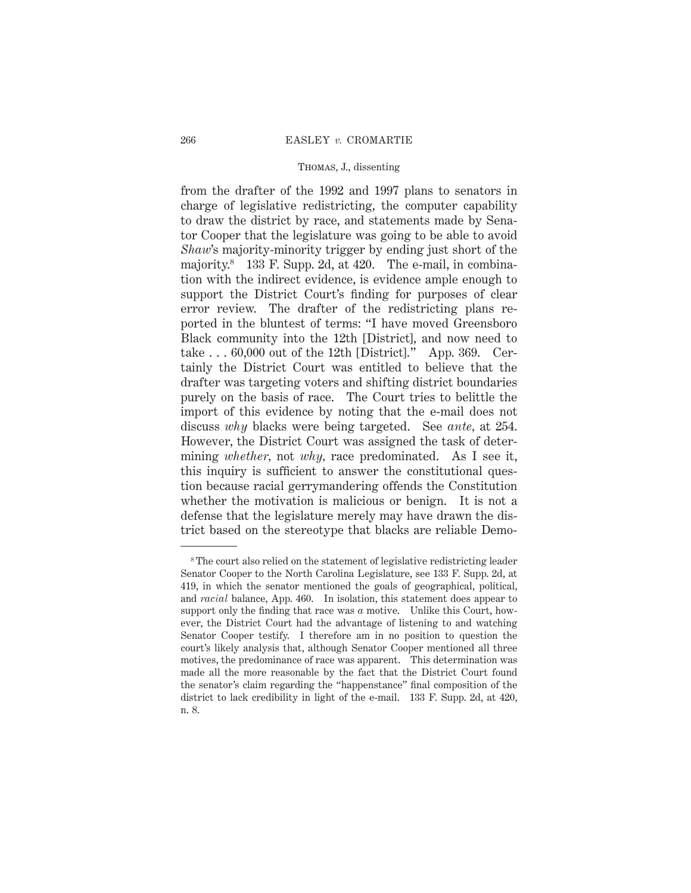from the drafter of the 1992 and 1997 plans to senators in charge of legislative redistricting, the computer capability to draw the district by race, and statements made by Senator Cooper that the legislature was going to be able to avoid *Shaw*'s majority-minority trigger by ending just short of the majority.[8] 133 F. Supp. 2d, at 420. The e-mail, in combination with the indirect evidence, is evidence ample enough to support the District Court's finding for purposes of clear error review. The drafter of the redistricting plans reported in the bluntest of terms: "I have moved Greensboro Black community into the 12th [District], and now need to take . . . 60,000 out of the 12th [District]." App. 369. Certainly the District Court was entitled to believe that the drafter was targeting voters and shifting district boundaries purely on the basis of race. The Court tries to belittle the import of this evidence by noting that the e-mail does not discuss *why* blacks were being targeted. See *ante*, at 254. However, the District Court was assigned the task of determining *whether*, not *why*, race predominated. As I see it, this inquiry is sufficient to answer the constitutional question because racial gerrymandering offends the Constitution whether the motivation is malicious or benign. It is not a defense that the legislature merely may have drawn the district based on the stereotype that blacks are reliable Demo-

---

[8] The court also relied on the statement of legislative redistricting leader Senator Cooper to the North Carolina Legislature, see 133 F. Supp. 2d, at 419, in which the senator mentioned the goals of geographical, political, and *racial* balance, App. 460. In isolation, this statement does appear to support only the finding that race was *a* motive. Unlike this Court, however, the District Court had the advantage of listening to and watching Senator Cooper testify. I therefore am in no position to question the court's likely analysis that, although Senator Cooper mentioned all three motives, the predominance of race was apparent. This determination was made all the more reasonable by the fact that the District Court found the senator's claim regarding the "happenstance" final composition of the district to lack credibility in light of the e-mail. 133 F. Supp. 2d, at 420, n. 8.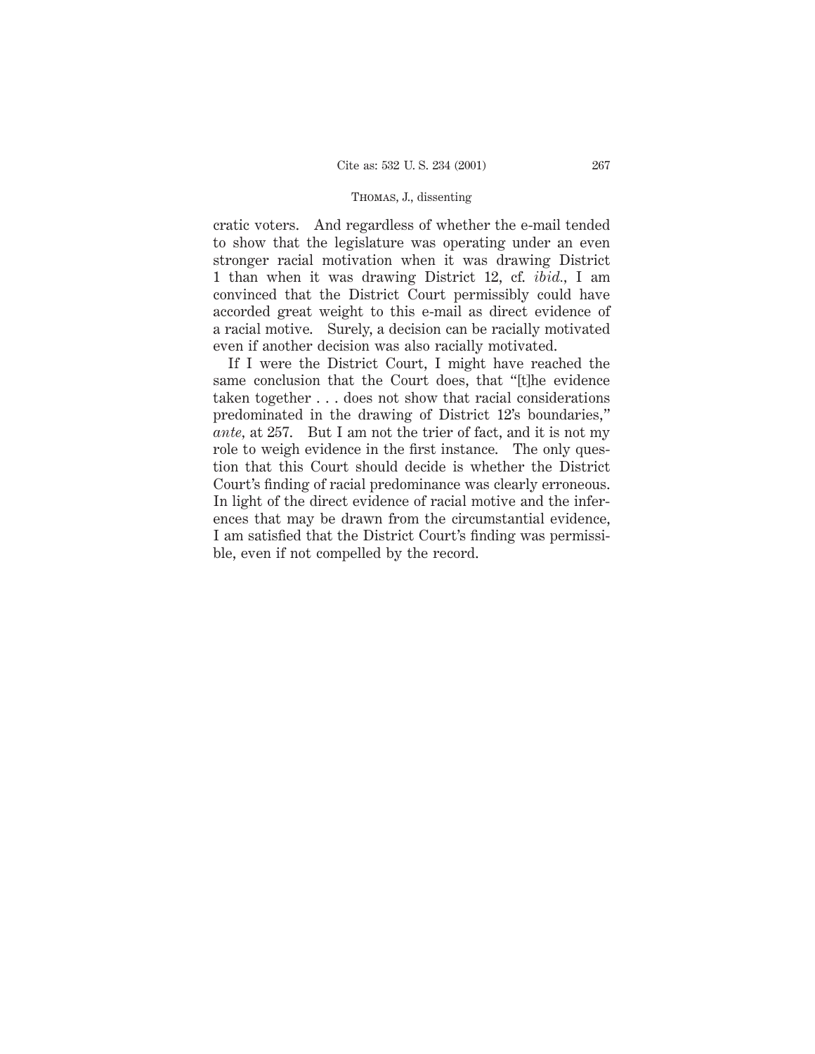cratic voters. And regardless of whether the e-mail tended to show that the legislature was operating under an even stronger racial motivation when it was drawing District 1 than when it was drawing District 12, cf. *ibid.*, I am convinced that the District Court permissibly could have accorded great weight to this e-mail as direct evidence of a racial motive. Surely, a decision can be racially motivated even if another decision was also racially motivated.

If I were the District Court, I might have reached the same conclusion that the Court does, that "[t]he evidence taken together . . . does not show that racial considerations predominated in the drawing of District 12's boundaries," *ante*, at 257. But I am not the trier of fact, and it is not my role to weigh evidence in the first instance. The only question that this Court should decide is whether the District Court's finding of racial predominance was clearly erroneous. In light of the direct evidence of racial motive and the inferences that may be drawn from the circumstantial evidence, I am satisfied that the District Court's finding was permissible, even if not compelled by the record.